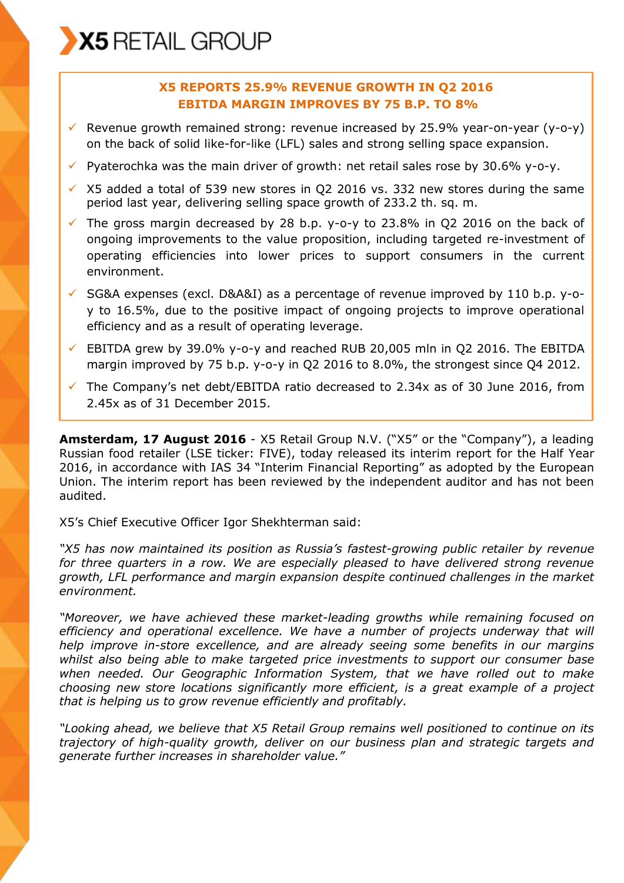# X5 RETAIL GROUP

## X5 REPORTS 25.9% REVENUE GROWTH IN Q2 2016
## EBITDA MARGIN IMPROVES BY 75 B.P. TO 8%

- ✓ Revenue growth remained strong: revenue increased by 25.9% year-on-year (y-o-y) on the back of solid like-for-like (LFL) sales and strong selling space expansion.
- ✓ Pyaterochka was the main driver of growth: net retail sales rose by 30.6% y-o-y.
- ✓ X5 added a total of 539 new stores in Q2 2016 vs. 332 new stores during the same period last year, delivering selling space growth of 233.2 th. sq. m.
- ✓ The gross margin decreased by 28 b.p. y-o-y to 23.8% in Q2 2016 on the back of ongoing improvements to the value proposition, including targeted re-investment of operating efficiencies into lower prices to support consumers in the current environment.
- ✓ SG&A expenses (excl. D&A&I) as a percentage of revenue improved by 110 b.p. y-o-y to 16.5%, due to the positive impact of ongoing projects to improve operational efficiency and as a result of operating leverage.
- ✓ EBITDA grew by 39.0% y-o-y and reached RUB 20,005 mln in Q2 2016. The EBITDA margin improved by 75 b.p. y-o-y in Q2 2016 to 8.0%, the strongest since Q4 2012.
- ✓ The Company's net debt/EBITDA ratio decreased to 2.34x as of 30 June 2016, from 2.45x as of 31 December 2015.

**Amsterdam, 17 August 2016** - X5 Retail Group N.V. ("X5" or the "Company"), a leading Russian food retailer (LSE ticker: FIVE), today released its interim report for the Half Year 2016, in accordance with IAS 34 "Interim Financial Reporting" as adopted by the European Union. The interim report has been reviewed by the independent auditor and has not been audited.

X5's Chief Executive Officer Igor Shekhterman said:

*"X5 has now maintained its position as Russia's fastest-growing public retailer by revenue for three quarters in a row. We are especially pleased to have delivered strong revenue growth, LFL performance and margin expansion despite continued challenges in the market environment.*

*"Moreover, we have achieved these market-leading growths while remaining focused on efficiency and operational excellence. We have a number of projects underway that will help improve in-store excellence, and are already seeing some benefits in our margins whilst also being able to make targeted price investments to support our consumer base when needed. Our Geographic Information System, that we have rolled out to make choosing new store locations significantly more efficient, is a great example of a project that is helping us to grow revenue efficiently and profitably.*

*"Looking ahead, we believe that X5 Retail Group remains well positioned to continue on its trajectory of high-quality growth, deliver on our business plan and strategic targets and generate further increases in shareholder value."*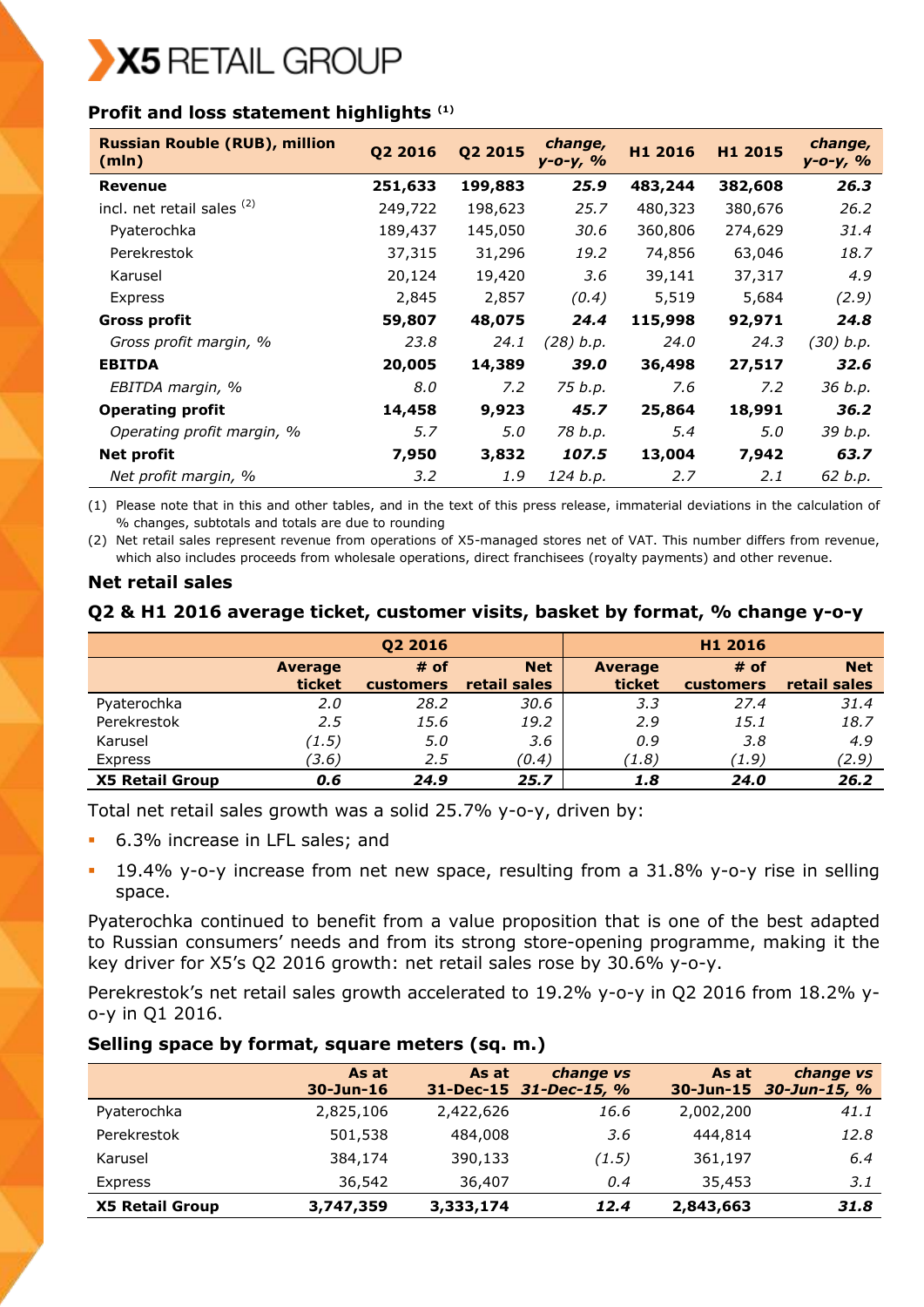## Profit and loss statement highlights [(1)]

| Russian Rouble (RUB), million (mln) | Q2 2016 | Q2 2015 | change, y-o-y, % | H1 2016 | H1 2015 | change, y-o-y, % |
|---|---|---|---|---|---|---|
| **Revenue** | **251,633** | **199,883** | ***25.9*** | **483,244** | **382,608** | ***26.3*** |
| incl. net retail sales [(2)] | 249,722 | 198,623 | *25.7* | 480,323 | 380,676 | *26.2* |
| Pyaterochka | 189,437 | 145,050 | *30.6* | 360,806 | 274,629 | *31.4* |
| Perekrestok | 37,315 | 31,296 | *19.2* | 74,856 | 63,046 | *18.7* |
| Karusel | 20,124 | 19,420 | *3.6* | 39,141 | 37,317 | *4.9* |
| Express | 2,845 | 2,857 | *(0.4)* | 5,519 | 5,684 | *(2.9)* |
| **Gross profit** | **59,807** | **48,075** | ***24.4*** | **115,998** | **92,971** | ***24.8*** |
| *Gross profit margin, %* | *23.8* | *24.1* | *(28) b.p.* | *24.0* | *24.3* | *(30) b.p.* |
| **EBITDA** | **20,005** | **14,389** | ***39.0*** | **36,498** | **27,517** | ***32.6*** |
| *EBITDA margin, %* | *8.0* | *7.2* | *75 b.p.* | *7.6* | *7.2* | *36 b.p.* |
| **Operating profit** | **14,458** | **9,923** | ***45.7*** | **25,864** | **18,991** | ***36.2*** |
| *Operating profit margin, %* | *5.7* | *5.0* | *78 b.p.* | *5.4* | *5.0* | *39 b.p.* |
| **Net profit** | **7,950** | **3,832** | ***107.5*** | **13,004** | **7,942** | ***63.7*** |
| *Net profit margin, %* | *3.2* | *1.9* | *124 b.p.* | *2.7* | *2.1* | *62 b.p.* |

(1) Please note that in this and other tables, and in the text of this press release, immaterial deviations in the calculation of % changes, subtotals and totals are due to rounding

(2) Net retail sales represent revenue from operations of X5-managed stores net of VAT. This number differs from revenue, which also includes proceeds from wholesale operations, direct franchisees (royalty payments) and other revenue.

### Net retail sales

### Q2 & H1 2016 average ticket, customer visits, basket by format, % change y-o-y

| | Q2 2016 | | | H1 2016 | | |
|---|---|---|---|---|---|---|
| | **Average ticket** | **# of customers** | **Net retail sales** | **Average ticket** | **# of customers** | **Net retail sales** |
| Pyaterochka | *2.0* | *28.2* | *30.6* | *3.3* | *27.4* | *31.4* |
| Perekrestok | *2.5* | *15.6* | *19.2* | *2.9* | *15.1* | *18.7* |
| Karusel | *(1.5)* | *5.0* | *3.6* | *0.9* | *3.8* | *4.9* |
| Express | *(3.6)* | *2.5* | *(0.4)* | *(1.8)* | *(1.9)* | *(2.9)* |
| **X5 Retail Group** | ***0.6*** | ***24.9*** | ***25.7*** | ***1.8*** | ***24.0*** | ***26.2*** |

Total net retail sales growth was a solid 25.7% y-o-y, driven by:

- 6.3% increase in LFL sales; and
- 19.4% y-o-y increase from net new space, resulting from a 31.8% y-o-y rise in selling space.

Pyaterochka continued to benefit from a value proposition that is one of the best adapted to Russian consumers' needs and from its strong store-opening programme, making it the key driver for X5's Q2 2016 growth: net retail sales rose by 30.6% y-o-y.

Perekrestok's net retail sales growth accelerated to 19.2% y-o-y in Q2 2016 from 18.2% y-o-y in Q1 2016.

### Selling space by format, square meters (sq. m.)

| | As at 30-Jun-16 | As at 31-Dec-15 | *change vs 31-Dec-15, %* | As at 30-Jun-15 | *change vs 30-Jun-15, %* |
|---|---|---|---|---|---|
| Pyaterochka | 2,825,106 | 2,422,626 | *16.6* | 2,002,200 | *41.1* |
| Perekrestok | 501,538 | 484,008 | *3.6* | 444,814 | *12.8* |
| Karusel | 384,174 | 390,133 | *(1.5)* | 361,197 | *6.4* |
| Express | 36,542 | 36,407 | *0.4* | 35,453 | *3.1* |
| **X5 Retail Group** | **3,747,359** | **3,333,174** | ***12.4*** | **2,843,663** | ***31.8*** |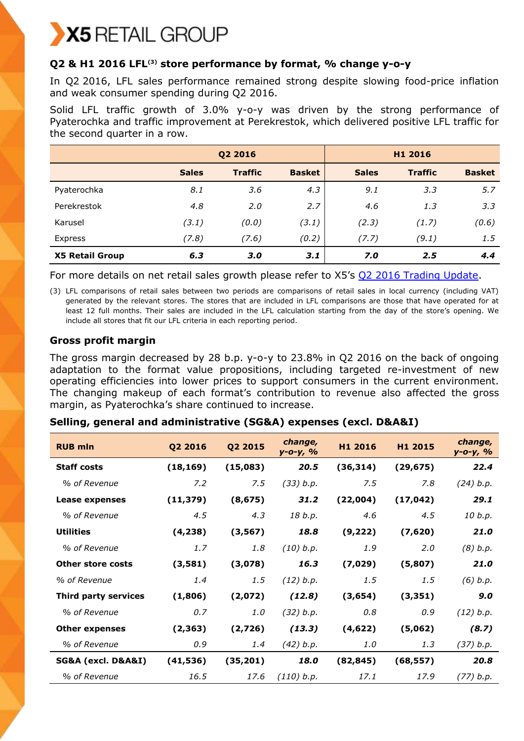## Q2 & H1 2016 LFL[3] store performance by format, % change y-o-y

In Q2 2016, LFL sales performance remained strong despite slowing food-price inflation and weak consumer spending during Q2 2016.

Solid LFL traffic growth of 3.0% y-o-y was driven by the strong performance of Pyaterochka and traffic improvement at Perekrestok, which delivered positive LFL traffic for the second quarter in a row.

| | Q2 2016 | | | H1 2016 | | |
|---|---|---|---|---|---|---|
| | **Sales** | **Traffic** | **Basket** | **Sales** | **Traffic** | **Basket** |
| Pyaterochka | *8.1* | *3.6* | *4.3* | *9.1* | *3.3* | *5.7* |
| Perekrestok | *4.8* | *2.0* | *2.7* | *4.6* | *1.3* | *3.3* |
| Karusel | *(3.1)* | *(0.0)* | *(3.1)* | *(2.3)* | *(1.7)* | *(0.6)* |
| Express | *(7.8)* | *(7.6)* | *(0.2)* | *(7.7)* | *(9.1)* | *1.5* |
| **X5 Retail Group** | ***6.3*** | ***3.0*** | ***3.1*** | ***7.0*** | ***2.5*** | ***4.4*** |

For more details on net retail sales growth please refer to X5's Q2 2016 Trading Update.

(3) LFL comparisons of retail sales between two periods are comparisons of retail sales in local currency (including VAT) generated by the relevant stores. The stores that are included in LFL comparisons are those that have operated for at least 12 full months. Their sales are included in the LFL calculation starting from the day of the store's opening. We include all stores that fit our LFL criteria in each reporting period.

### Gross profit margin

The gross margin decreased by 28 b.p. y-o-y to 23.8% in Q2 2016 on the back of ongoing adaptation to the format value propositions, including targeted re-investment of new operating efficiencies into lower prices to support consumers in the current environment. The changing makeup of each format's contribution to revenue also affected the gross margin, as Pyaterochka's share continued to increase.

### Selling, general and administrative (SG&A) expenses (excl. D&A&I)

| RUB mln | Q2 2016 | Q2 2015 | *change, y-o-y, %* | H1 2016 | H1 2015 | *change, y-o-y, %* |
|---|---|---|---|---|---|---|
| **Staff costs** | **(18,169)** | **(15,083)** | ***20.5*** | **(36,314)** | **(29,675)** | ***22.4*** |
| *% of Revenue* | *7.2* | *7.5* | *(33) b.p.* | *7.5* | *7.8* | *(24) b.p.* |
| **Lease expenses** | **(11,379)** | **(8,675)** | ***31.2*** | **(22,004)** | **(17,042)** | ***29.1*** |
| *% of Revenue* | *4.5* | *4.3* | *18 b.p.* | *4.6* | *4.5* | *10 b.p.* |
| **Utilities** | **(4,238)** | **(3,567)** | ***18.8*** | **(9,222)** | **(7,620)** | ***21.0*** |
| *% of Revenue* | *1.7* | *1.8* | *(10) b.p.* | *1.9* | *2.0* | *(8) b.p.* |
| **Other store costs** | **(3,581)** | **(3,078)** | ***16.3*** | **(7,029)** | **(5,807)** | ***21.0*** |
| *% of Revenue* | *1.4* | *1.5* | *(12) b.p.* | *1.5* | *1.5* | *(6) b.p.* |
| **Third party services** | **(1,806)** | **(2,072)** | ***(12.8)*** | **(3,654)** | **(3,351)** | ***9.0*** |
| *% of Revenue* | *0.7* | *1.0* | *(32) b.p.* | *0.8* | *0.9* | *(12) b.p.* |
| **Other expenses** | **(2,363)** | **(2,726)** | ***(13.3)*** | **(4,622)** | **(5,062)** | ***(8.7)*** |
| *% of Revenue* | *0.9* | *1.4* | *(42) b.p.* | *1.0* | *1.3* | *(37) b.p.* |
| **SG&A (excl. D&A&I)** | **(41,536)** | **(35,201)** | ***18.0*** | **(82,845)** | **(68,557)** | ***20.8*** |
| *% of Revenue* | *16.5* | *17.6* | *(110) b.p.* | *17.1* | *17.9* | *(77) b.p.* |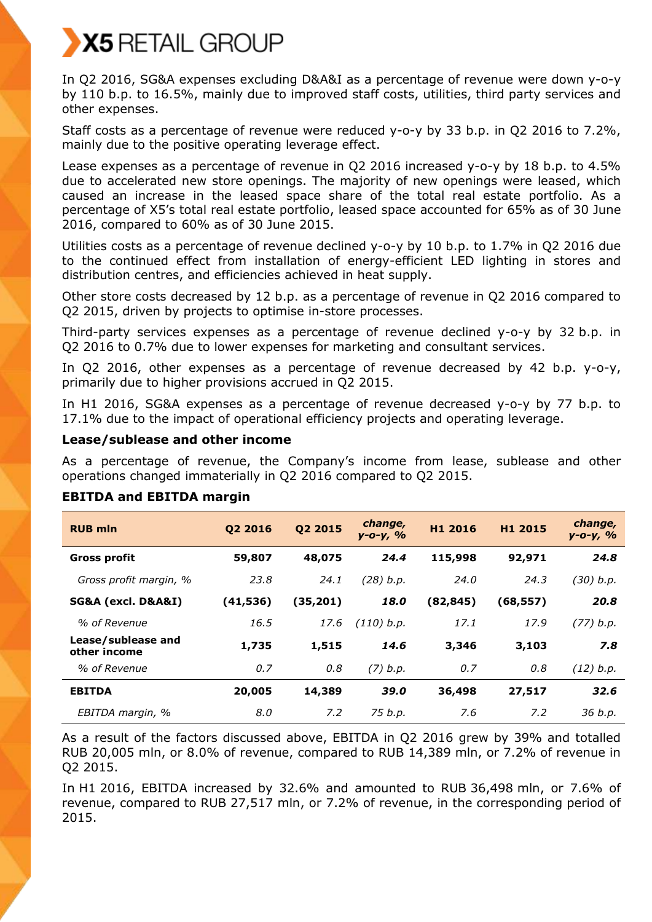In Q2 2016, SG&A expenses excluding D&A&I as a percentage of revenue were down y-o-y by 110 b.p. to 16.5%, mainly due to improved staff costs, utilities, third party services and other expenses.

Staff costs as a percentage of revenue were reduced y-o-y by 33 b.p. in Q2 2016 to 7.2%, mainly due to the positive operating leverage effect.

Lease expenses as a percentage of revenue in Q2 2016 increased y-o-y by 18 b.p. to 4.5% due to accelerated new store openings. The majority of new openings were leased, which caused an increase in the leased space share of the total real estate portfolio. As a percentage of X5's total real estate portfolio, leased space accounted for 65% as of 30 June 2016, compared to 60% as of 30 June 2015.

Utilities costs as a percentage of revenue declined y-o-y by 10 b.p. to 1.7% in Q2 2016 due to the continued effect from installation of energy-efficient LED lighting in stores and distribution centres, and efficiencies achieved in heat supply.

Other store costs decreased by 12 b.p. as a percentage of revenue in Q2 2016 compared to Q2 2015, driven by projects to optimise in-store processes.

Third-party services expenses as a percentage of revenue declined y-o-y by 32 b.p. in Q2 2016 to 0.7% due to lower expenses for marketing and consultant services.

In Q2 2016, other expenses as a percentage of revenue decreased by 42 b.p. y-o-y, primarily due to higher provisions accrued in Q2 2015.

In H1 2016, SG&A expenses as a percentage of revenue decreased y-o-y by 77 b.p. to 17.1% due to the impact of operational efficiency projects and operating leverage.

**Lease/sublease and other income**

As a percentage of revenue, the Company's income from lease, sublease and other operations changed immaterially in Q2 2016 compared to Q2 2015.

**EBITDA and EBITDA margin**

| RUB mln | Q2 2016 | Q2 2015 | *change, y-o-y, %* | H1 2016 | H1 2015 | *change, y-o-y, %* |
|---|---|---|---|---|---|---|
| **Gross profit** | **59,807** | **48,075** | ***24.4*** | **115,998** | **92,971** | ***24.8*** |
| *Gross profit margin, %* | *23.8* | *24.1* | *(28) b.p.* | *24.0* | *24.3* | *(30) b.p.* |
| **SG&A (excl. D&A&I)** | **(41,536)** | **(35,201)** | ***18.0*** | **(82,845)** | **(68,557)** | ***20.8*** |
| *% of Revenue* | *16.5* | *17.6* | *(110) b.p.* | *17.1* | *17.9* | *(77) b.p.* |
| **Lease/sublease and other income** | **1,735** | **1,515** | ***14.6*** | **3,346** | **3,103** | ***7.8*** |
| *% of Revenue* | *0.7* | *0.8* | *(7) b.p.* | *0.7* | *0.8* | *(12) b.p.* |
| **EBITDA** | **20,005** | **14,389** | ***39.0*** | **36,498** | **27,517** | ***32.6*** |
| *EBITDA margin, %* | *8.0* | *7.2* | *75 b.p.* | *7.6* | *7.2* | *36 b.p.* |

As a result of the factors discussed above, EBITDA in Q2 2016 grew by 39% and totalled RUB 20,005 mln, or 8.0% of revenue, compared to RUB 14,389 mln, or 7.2% of revenue in Q2 2015.

In H1 2016, EBITDA increased by 32.6% and amounted to RUB 36,498 mln, or 7.6% of revenue, compared to RUB 27,517 mln, or 7.2% of revenue, in the corresponding period of 2015.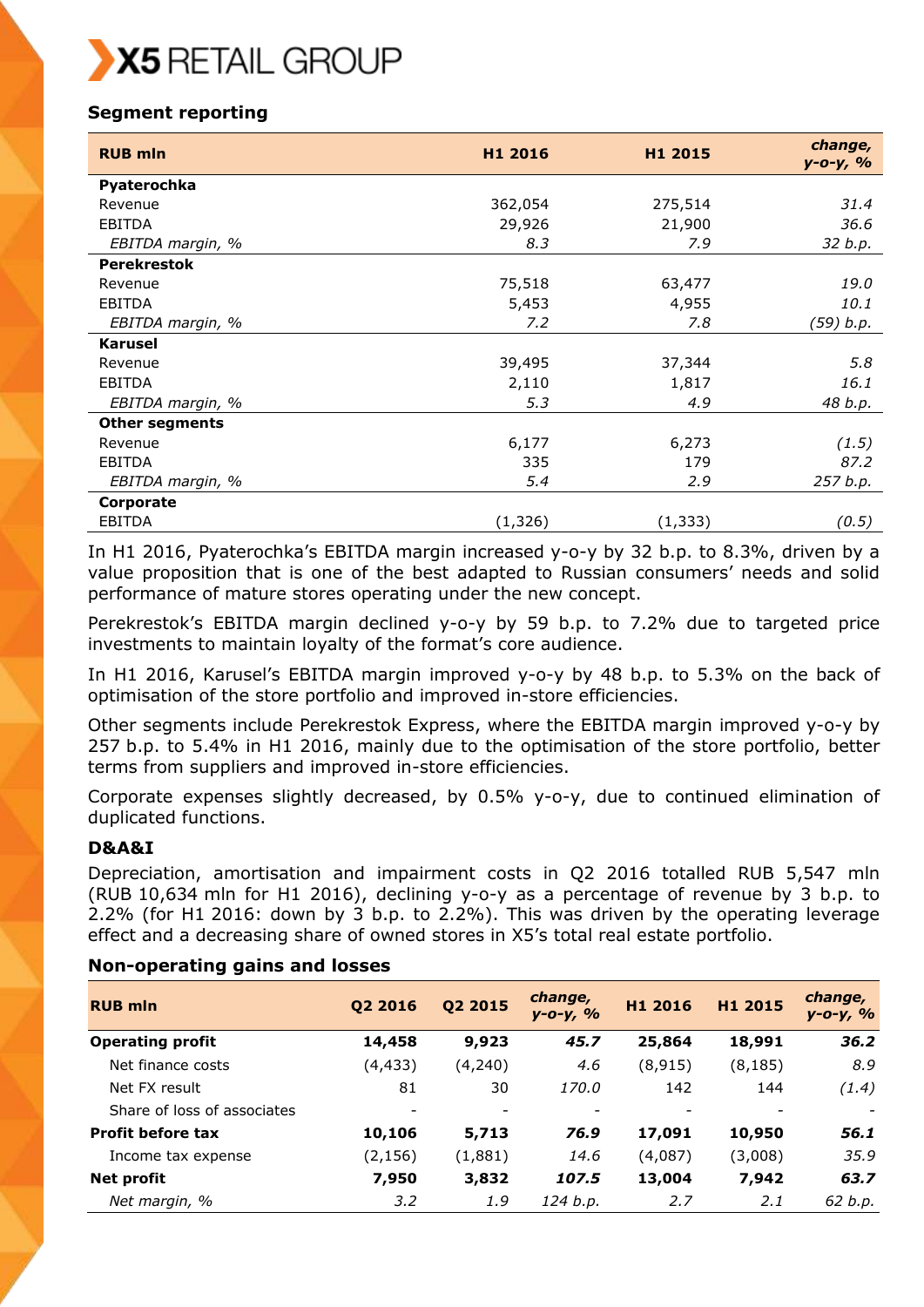## Segment reporting

| RUB mln | H1 2016 | H1 2015 | change, y-o-y, % |
|---|---|---|---|
| **Pyaterochka** | | | |
| Revenue | 362,054 | 275,514 | *31.4* |
| EBITDA | 29,926 | 21,900 | *36.6* |
| *EBITDA margin, %* | *8.3* | *7.9* | *32 b.p.* |
| **Perekrestok** | | | |
| Revenue | 75,518 | 63,477 | *19.0* |
| EBITDA | 5,453 | 4,955 | *10.1* |
| *EBITDA margin, %* | *7.2* | *7.8* | *(59) b.p.* |
| **Karusel** | | | |
| Revenue | 39,495 | 37,344 | *5.8* |
| EBITDA | 2,110 | 1,817 | *16.1* |
| *EBITDA margin, %* | *5.3* | *4.9* | *48 b.p.* |
| **Other segments** | | | |
| Revenue | 6,177 | 6,273 | *(1.5)* |
| EBITDA | 335 | 179 | *87.2* |
| *EBITDA margin, %* | *5.4* | *2.9* | *257 b.p.* |
| **Corporate** | | | |
| EBITDA | (1,326) | (1,333) | *(0.5)* |

In H1 2016, Pyaterochka's EBITDA margin increased y-o-y by 32 b.p. to 8.3%, driven by a value proposition that is one of the best adapted to Russian consumers' needs and solid performance of mature stores operating under the new concept.

Perekrestok's EBITDA margin declined y-o-y by 59 b.p. to 7.2% due to targeted price investments to maintain loyalty of the format's core audience.

In H1 2016, Karusel's EBITDA margin improved y-o-y by 48 b.p. to 5.3% on the back of optimisation of the store portfolio and improved in-store efficiencies.

Other segments include Perekrestok Express, where the EBITDA margin improved y-o-y by 257 b.p. to 5.4% in H1 2016, mainly due to the optimisation of the store portfolio, better terms from suppliers and improved in-store efficiencies.

Corporate expenses slightly decreased, by 0.5% y-o-y, due to continued elimination of duplicated functions.

### D&A&I

Depreciation, amortisation and impairment costs in Q2 2016 totalled RUB 5,547 mln (RUB 10,634 mln for H1 2016), declining y-o-y as a percentage of revenue by 3 b.p. to 2.2% (for H1 2016: down by 3 b.p. to 2.2%). This was driven by the operating leverage effect and a decreasing share of owned stores in X5's total real estate portfolio.

### Non-operating gains and losses

| RUB mln | Q2 2016 | Q2 2015 | change, y-o-y, % | H1 2016 | H1 2015 | change, y-o-y, % |
|---|---|---|---|---|---|---|
| **Operating profit** | **14,458** | **9,923** | ***45.7*** | **25,864** | **18,991** | ***36.2*** |
| Net finance costs | (4,433) | (4,240) | *4.6* | (8,915) | (8,185) | *8.9* |
| Net FX result | 81 | 30 | *170.0* | 142 | 144 | *(1.4)* |
| Share of loss of associates | - | - | - | - | - | - |
| **Profit before tax** | **10,106** | **5,713** | ***76.9*** | **17,091** | **10,950** | ***56.1*** |
| Income tax expense | (2,156) | (1,881) | *14.6* | (4,087) | (3,008) | *35.9* |
| **Net profit** | **7,950** | **3,832** | ***107.5*** | **13,004** | **7,942** | ***63.7*** |
| *Net margin, %* | *3.2* | *1.9* | *124 b.p.* | *2.7* | *2.1* | *62 b.p.* |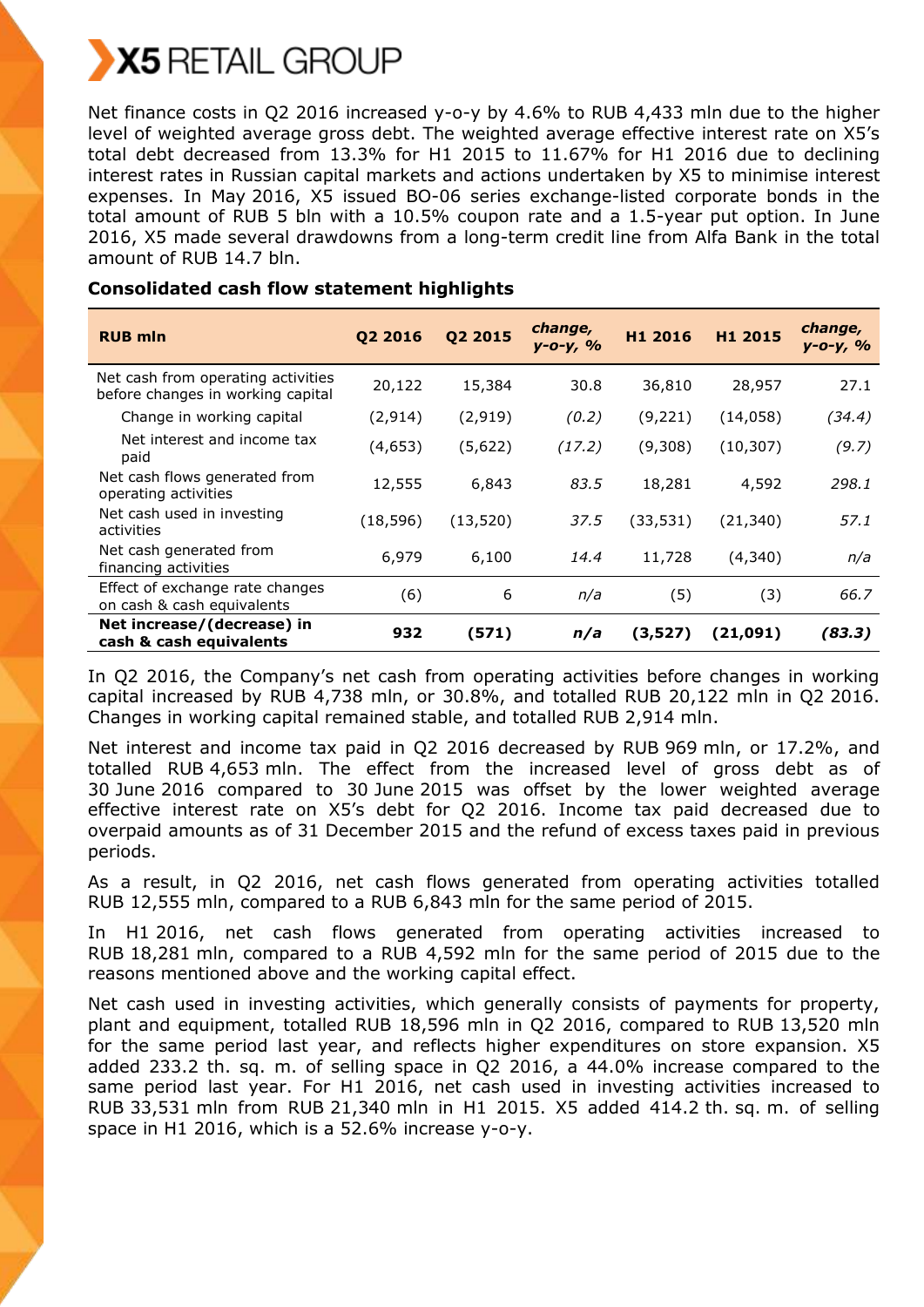Net finance costs in Q2 2016 increased y-o-y by 4.6% to RUB 4,433 mln due to the higher level of weighted average gross debt. The weighted average effective interest rate on X5's total debt decreased from 13.3% for H1 2015 to 11.67% for H1 2016 due to declining interest rates in Russian capital markets and actions undertaken by X5 to minimise interest expenses. In May 2016, X5 issued BO-06 series exchange-listed corporate bonds in the total amount of RUB 5 bln with a 10.5% coupon rate and a 1.5-year put option. In June 2016, X5 made several drawdowns from a long-term credit line from Alfa Bank in the total amount of RUB 14.7 bln.

**Consolidated cash flow statement highlights**

| RUB mln | Q2 2016 | Q2 2015 | *change, y-o-y, %* | H1 2016 | H1 2015 | *change, y-o-y, %* |
|---|---|---|---|---|---|---|
| Net cash from operating activities before changes in working capital | 20,122 | 15,384 | 30.8 | 36,810 | 28,957 | 27.1 |
| Change in working capital | (2,914) | (2,919) | *(0.2)* | (9,221) | (14,058) | *(34.4)* |
| Net interest and income tax paid | (4,653) | (5,622) | *(17.2)* | (9,308) | (10,307) | *(9.7)* |
| Net cash flows generated from operating activities | 12,555 | 6,843 | *83.5* | 18,281 | 4,592 | *298.1* |
| Net cash used in investing activities | (18,596) | (13,520) | *37.5* | (33,531) | (21,340) | *57.1* |
| Net cash generated from financing activities | 6,979 | 6,100 | *14.4* | 11,728 | (4,340) | *n/a* |
| Effect of exchange rate changes on cash & cash equivalents | (6) | 6 | *n/a* | (5) | (3) | *66.7* |
| **Net increase/(decrease) in cash & cash equivalents** | **932** | **(571)** | ***n/a*** | **(3,527)** | **(21,091)** | ***(83.3)*** |

In Q2 2016, the Company's net cash from operating activities before changes in working capital increased by RUB 4,738 mln, or 30.8%, and totalled RUB 20,122 mln in Q2 2016. Changes in working capital remained stable, and totalled RUB 2,914 mln.

Net interest and income tax paid in Q2 2016 decreased by RUB 969 mln, or 17.2%, and totalled RUB 4,653 mln. The effect from the increased level of gross debt as of 30 June 2016 compared to 30 June 2015 was offset by the lower weighted average effective interest rate on X5's debt for Q2 2016. Income tax paid decreased due to overpaid amounts as of 31 December 2015 and the refund of excess taxes paid in previous periods.

As a result, in Q2 2016, net cash flows generated from operating activities totalled RUB 12,555 mln, compared to a RUB 6,843 mln for the same period of 2015.

In H1 2016, net cash flows generated from operating activities increased to RUB 18,281 mln, compared to a RUB 4,592 mln for the same period of 2015 due to the reasons mentioned above and the working capital effect.

Net cash used in investing activities, which generally consists of payments for property, plant and equipment, totalled RUB 18,596 mln in Q2 2016, compared to RUB 13,520 mln for the same period last year, and reflects higher expenditures on store expansion. X5 added 233.2 th. sq. m. of selling space in Q2 2016, a 44.0% increase compared to the same period last year. For H1 2016, net cash used in investing activities increased to RUB 33,531 mln from RUB 21,340 mln in H1 2015. X5 added 414.2 th. sq. m. of selling space in H1 2016, which is a 52.6% increase y-o-y.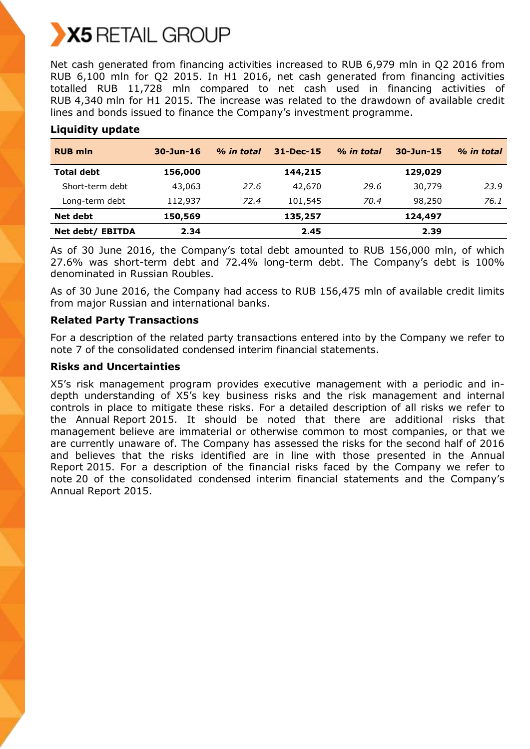Net cash generated from financing activities increased to RUB 6,979 mln in Q2 2016 from RUB 6,100 mln for Q2 2015. In H1 2016, net cash generated from financing activities totalled RUB 11,728 mln compared to net cash used in financing activities of RUB 4,340 mln for H1 2015. The increase was related to the drawdown of available credit lines and bonds issued to finance the Company's investment programme.

### Liquidity update

| RUB mln | 30-Jun-16 | *% in total* | 31-Dec-15 | *% in total* | 30-Jun-15 | *% in total* |
|---|---|---|---|---|---|---|
| **Total debt** | **156,000** | | **144,215** | | **129,029** | |
| Short-term debt | 43,063 | *27.6* | 42,670 | *29.6* | 30,779 | *23.9* |
| Long-term debt | 112,937 | *72.4* | 101,545 | *70.4* | 98,250 | *76.1* |
| **Net debt** | **150,569** | | **135,257** | | **124,497** | |
| **Net debt/ EBITDA** | **2.34** | | **2.45** | | **2.39** | |

As of 30 June 2016, the Company's total debt amounted to RUB 156,000 mln, of which 27.6% was short-term debt and 72.4% long-term debt. The Company's debt is 100% denominated in Russian Roubles.

As of 30 June 2016, the Company had access to RUB 156,475 mln of available credit limits from major Russian and international banks.

### Related Party Transactions

For a description of the related party transactions entered into by the Company we refer to note 7 of the consolidated condensed interim financial statements.

### Risks and Uncertainties

X5's risk management program provides executive management with a periodic and in-depth understanding of X5's key business risks and the risk management and internal controls in place to mitigate these risks. For a detailed description of all risks we refer to the Annual Report 2015. It should be noted that there are additional risks that management believe are immaterial or otherwise common to most companies, or that we are currently unaware of. The Company has assessed the risks for the second half of 2016 and believes that the risks identified are in line with those presented in the Annual Report 2015. For a description of the financial risks faced by the Company we refer to note 20 of the consolidated condensed interim financial statements and the Company's Annual Report 2015.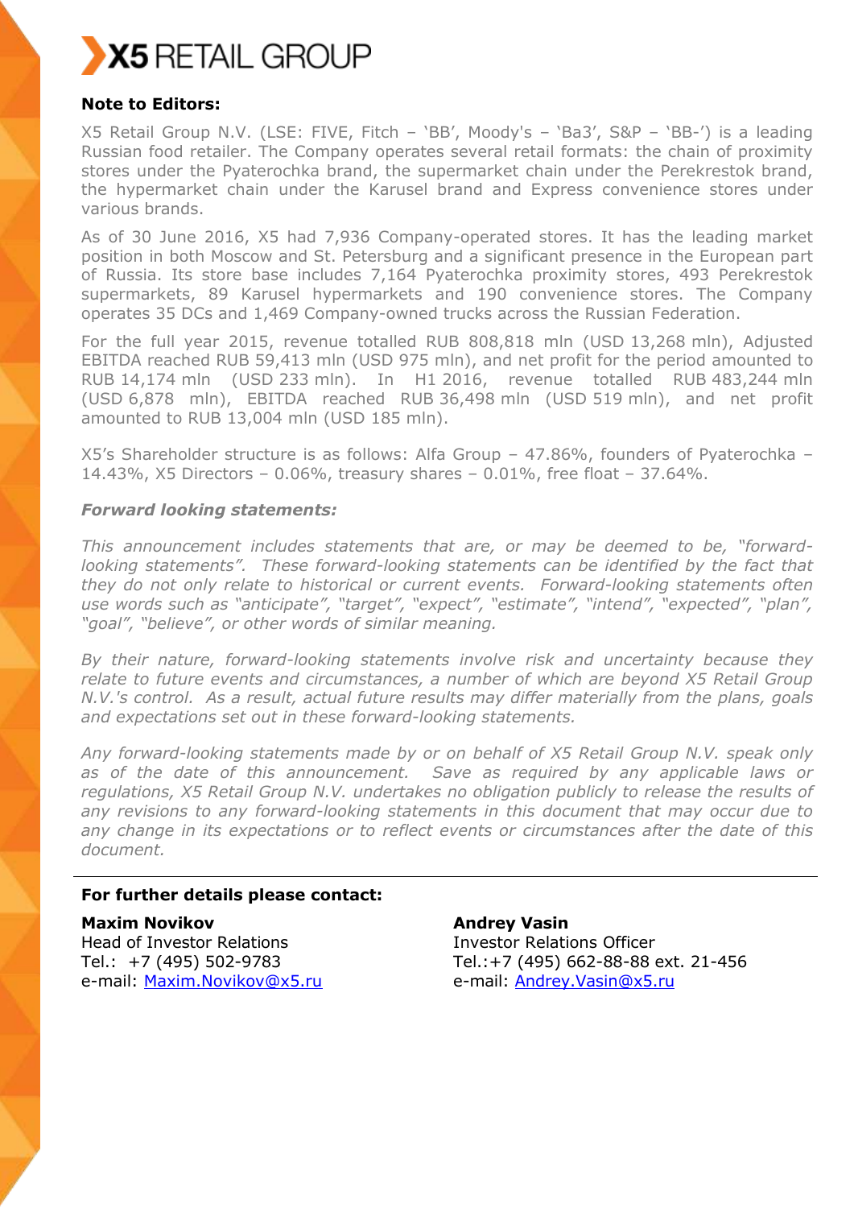**Note to Editors:**

X5 Retail Group N.V. (LSE: FIVE, Fitch – 'BB', Moody's – 'Ba3', S&P – 'BB-') is a leading Russian food retailer. The Company operates several retail formats: the chain of proximity stores under the Pyaterochka brand, the supermarket chain under the Perekrestok brand, the hypermarket chain under the Karusel brand and Express convenience stores under various brands.

As of 30 June 2016, X5 had 7,936 Company-operated stores. It has the leading market position in both Moscow and St. Petersburg and a significant presence in the European part of Russia. Its store base includes 7,164 Pyaterochka proximity stores, 493 Perekrestok supermarkets, 89 Karusel hypermarkets and 190 convenience stores. The Company operates 35 DCs and 1,469 Company-owned trucks across the Russian Federation.

For the full year 2015, revenue totalled RUB 808,818 mln (USD 13,268 mln), Adjusted EBITDA reached RUB 59,413 mln (USD 975 mln), and net profit for the period amounted to RUB 14,174 mln (USD 233 mln). In H1 2016, revenue totalled RUB 483,244 mln (USD 6,878 mln), EBITDA reached RUB 36,498 mln (USD 519 mln), and net profit amounted to RUB 13,004 mln (USD 185 mln).

X5's Shareholder structure is as follows: Alfa Group – 47.86%, founders of Pyaterochka – 14.43%, X5 Directors – 0.06%, treasury shares – 0.01%, free float – 37.64%.

***Forward looking statements:***

*This announcement includes statements that are, or may be deemed to be, "forward-looking statements". These forward-looking statements can be identified by the fact that they do not only relate to historical or current events. Forward-looking statements often use words such as "anticipate", "target", "expect", "estimate", "intend", "expected", "plan", "goal", "believe", or other words of similar meaning.*

*By their nature, forward-looking statements involve risk and uncertainty because they relate to future events and circumstances, a number of which are beyond X5 Retail Group N.V.'s control. As a result, actual future results may differ materially from the plans, goals and expectations set out in these forward-looking statements.*

*Any forward-looking statements made by or on behalf of X5 Retail Group N.V. speak only as of the date of this announcement. Save as required by any applicable laws or regulations, X5 Retail Group N.V. undertakes no obligation publicly to release the results of any revisions to any forward-looking statements in this document that may occur due to any change in its expectations or to reflect events or circumstances after the date of this document.*

---

**For further details please contact:**

**Maxim Novikov**
Head of Investor Relations
Tel.: +7 (495) 502-9783
e-mail: Maxim.Novikov@x5.ru

**Andrey Vasin**
Investor Relations Officer
Tel.:+7 (495) 662-88-88 ext. 21-456
e-mail: Andrey.Vasin@x5.ru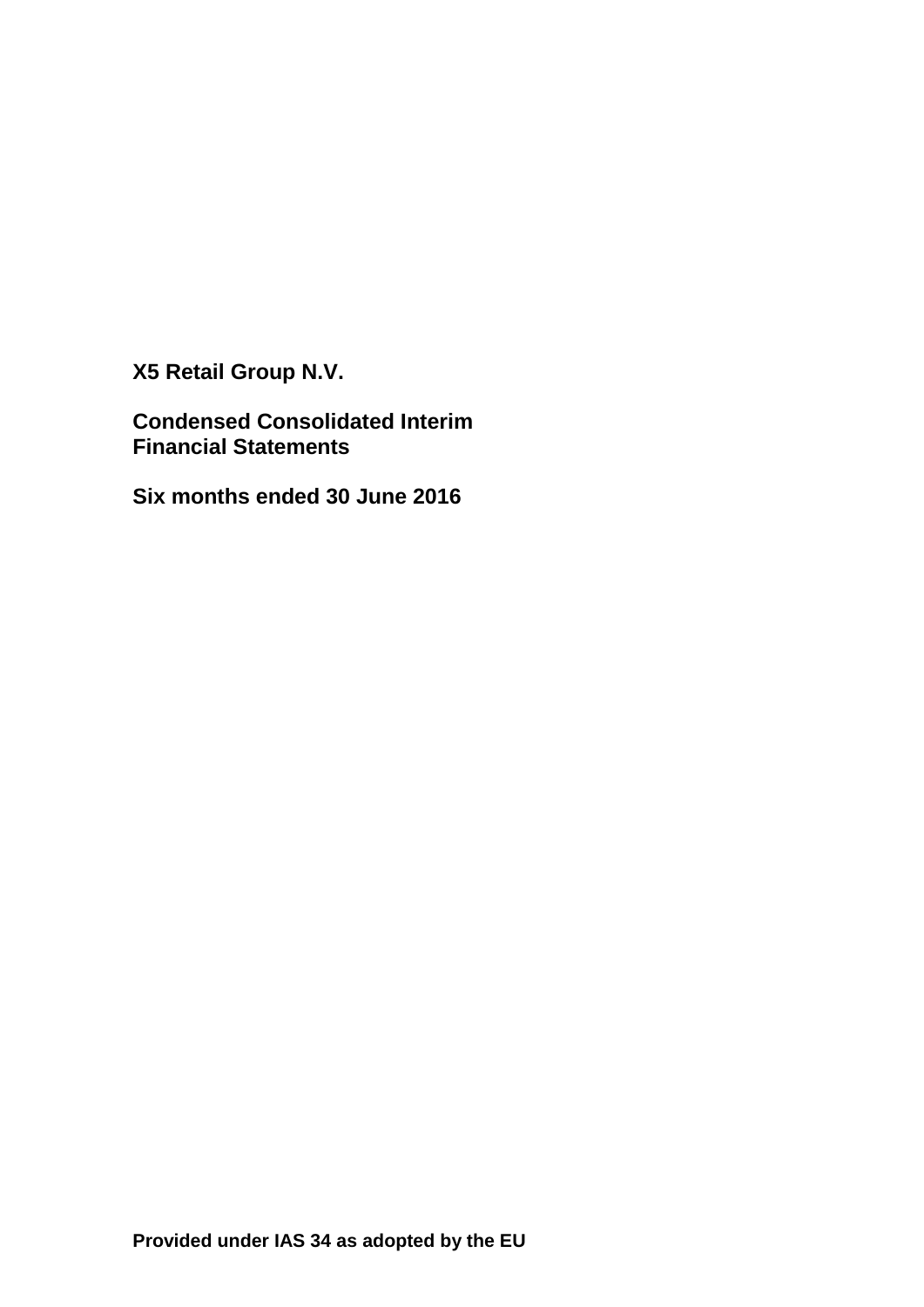**X5 Retail Group N.V.**

**Condensed Consolidated Interim Financial Statements**

**Six months ended 30 June 2016**

**Provided under IAS 34 as adopted by the EU**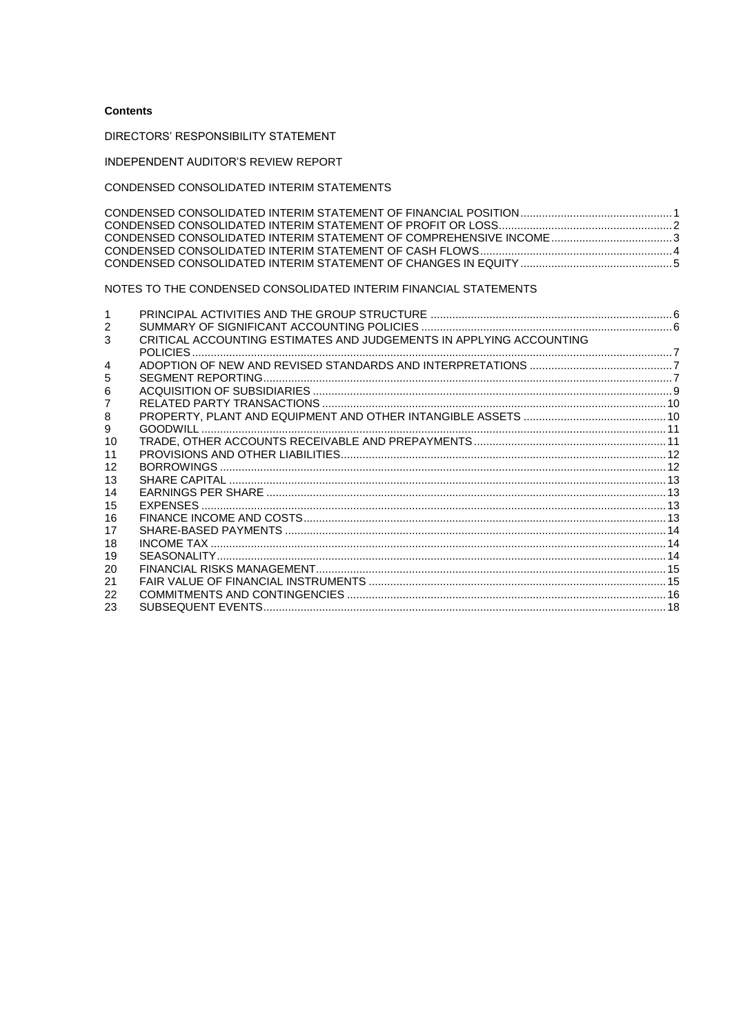**Contents**

DIRECTORS' RESPONSIBILITY STATEMENT

INDEPENDENT AUDITOR'S REVIEW REPORT

CONDENSED CONSOLIDATED INTERIM STATEMENTS

| | |
|---|---|
| CONDENSED CONSOLIDATED INTERIM STATEMENT OF FINANCIAL POSITION | 1 |
| CONDENSED CONSOLIDATED INTERIM STATEMENT OF PROFIT OR LOSS | 2 |
| CONDENSED CONSOLIDATED INTERIM STATEMENT OF COMPREHENSIVE INCOME | 3 |
| CONDENSED CONSOLIDATED INTERIM STATEMENT OF CASH FLOWS | 4 |
| CONDENSED CONSOLIDATED INTERIM STATEMENT OF CHANGES IN EQUITY | 5 |

NOTES TO THE CONDENSED CONSOLIDATED INTERIM FINANCIAL STATEMENTS

| | | |
|---|---|---|
| 1 | PRINCIPAL ACTIVITIES AND THE GROUP STRUCTURE | 6 |
| 2 | SUMMARY OF SIGNIFICANT ACCOUNTING POLICIES | 6 |
| 3 | CRITICAL ACCOUNTING ESTIMATES AND JUDGEMENTS IN APPLYING ACCOUNTING POLICIES | 7 |
| 4 | ADOPTION OF NEW AND REVISED STANDARDS AND INTERPRETATIONS | 7 |
| 5 | SEGMENT REPORTING | 7 |
| 6 | ACQUISITION OF SUBSIDIARIES | 9 |
| 7 | RELATED PARTY TRANSACTIONS | 10 |
| 8 | PROPERTY, PLANT AND EQUIPMENT AND OTHER INTANGIBLE ASSETS | 10 |
| 9 | GOODWILL | 11 |
| 10 | TRADE, OTHER ACCOUNTS RECEIVABLE AND PREPAYMENTS | 11 |
| 11 | PROVISIONS AND OTHER LIABILITIES | 12 |
| 12 | BORROWINGS | 12 |
| 13 | SHARE CAPITAL | 13 |
| 14 | EARNINGS PER SHARE | 13 |
| 15 | EXPENSES | 13 |
| 16 | FINANCE INCOME AND COSTS | 13 |
| 17 | SHARE-BASED PAYMENTS | 14 |
| 18 | INCOME TAX | 14 |
| 19 | SEASONALITY | 14 |
| 20 | FINANCIAL RISKS MANAGEMENT | 15 |
| 21 | FAIR VALUE OF FINANCIAL INSTRUMENTS | 15 |
| 22 | COMMITMENTS AND CONTINGENCIES | 16 |
| 23 | SUBSEQUENT EVENTS | 18 |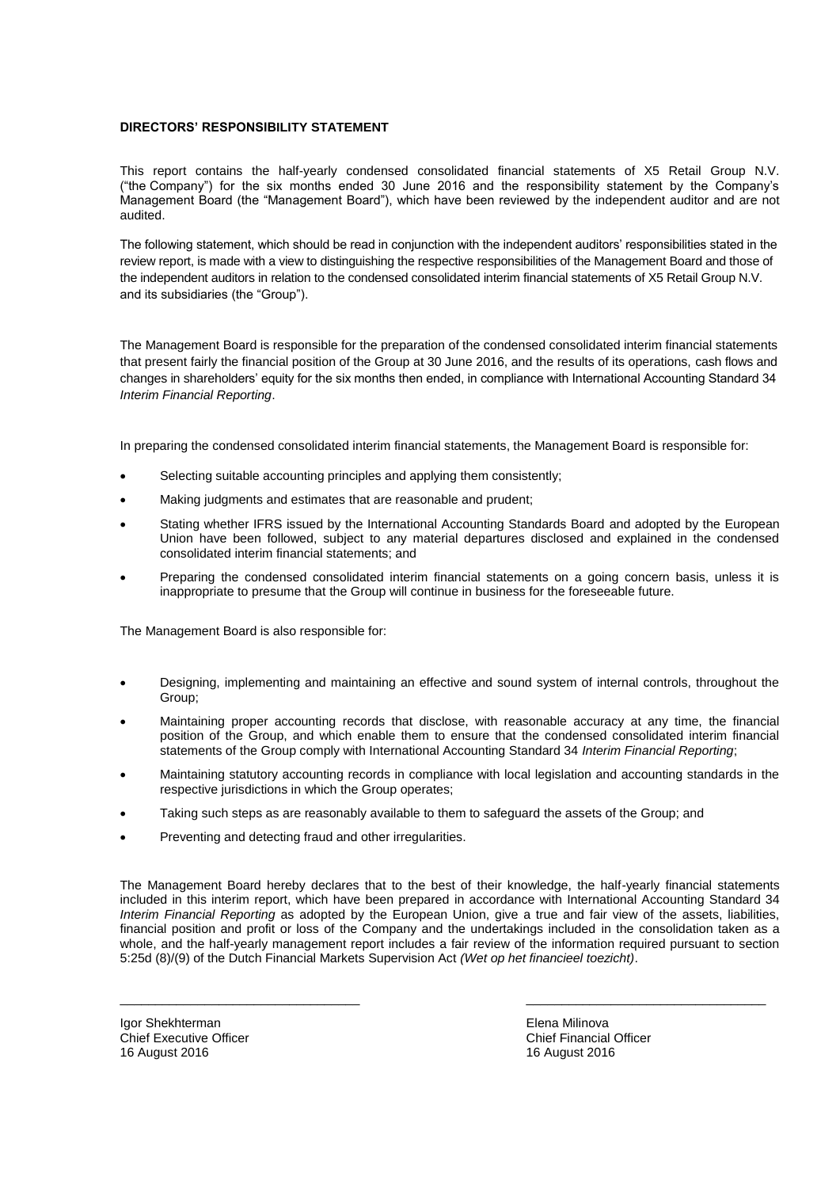**DIRECTORS' RESPONSIBILITY STATEMENT**

This report contains the half-yearly condensed consolidated financial statements of X5 Retail Group N.V. ("the Company") for the six months ended 30 June 2016 and the responsibility statement by the Company's Management Board (the "Management Board"), which have been reviewed by the independent auditor and are not audited.

The following statement, which should be read in conjunction with the independent auditors' responsibilities stated in the review report, is made with a view to distinguishing the respective responsibilities of the Management Board and those of the independent auditors in relation to the condensed consolidated interim financial statements of X5 Retail Group N.V. and its subsidiaries (the "Group").

The Management Board is responsible for the preparation of the condensed consolidated interim financial statements that present fairly the financial position of the Group at 30 June 2016, and the results of its operations, cash flows and changes in shareholders' equity for the six months then ended, in compliance with International Accounting Standard 34 *Interim Financial Reporting*.

In preparing the condensed consolidated interim financial statements, the Management Board is responsible for:

- Selecting suitable accounting principles and applying them consistently;
- Making judgments and estimates that are reasonable and prudent;
- Stating whether IFRS issued by the International Accounting Standards Board and adopted by the European Union have been followed, subject to any material departures disclosed and explained in the condensed consolidated interim financial statements; and
- Preparing the condensed consolidated interim financial statements on a going concern basis, unless it is inappropriate to presume that the Group will continue in business for the foreseeable future.

The Management Board is also responsible for:

- Designing, implementing and maintaining an effective and sound system of internal controls, throughout the Group;
- Maintaining proper accounting records that disclose, with reasonable accuracy at any time, the financial position of the Group, and which enable them to ensure that the condensed consolidated interim financial statements of the Group comply with International Accounting Standard 34 *Interim Financial Reporting*;
- Maintaining statutory accounting records in compliance with local legislation and accounting standards in the respective jurisdictions in which the Group operates;
- Taking such steps as are reasonably available to them to safeguard the assets of the Group; and
- Preventing and detecting fraud and other irregularities.

The Management Board hereby declares that to the best of their knowledge, the half-yearly financial statements included in this interim report, which have been prepared in accordance with International Accounting Standard 34 *Interim Financial Reporting* as adopted by the European Union, give a true and fair view of the assets, liabilities, financial position and profit or loss of the Company and the undertakings included in the consolidation taken as a whole, and the half-yearly management report includes a fair review of the information required pursuant to section 5:25d (8)/(9) of the Dutch Financial Markets Supervision Act *(Wet op het financieel toezicht)*.

\_\_\_\_\_\_\_\_\_\_\_\_\_\_\_\_\_\_\_\_\_\_\_\_\_\_\_\_\_\_\_\_\_\_\_

Igor Shekhterman
Chief Executive Officer
16 August 2016

\_\_\_\_\_\_\_\_\_\_\_\_\_\_\_\_\_\_\_\_\_\_\_\_\_\_\_\_\_\_\_\_\_\_\_

Elena Milinova
Chief Financial Officer
16 August 2016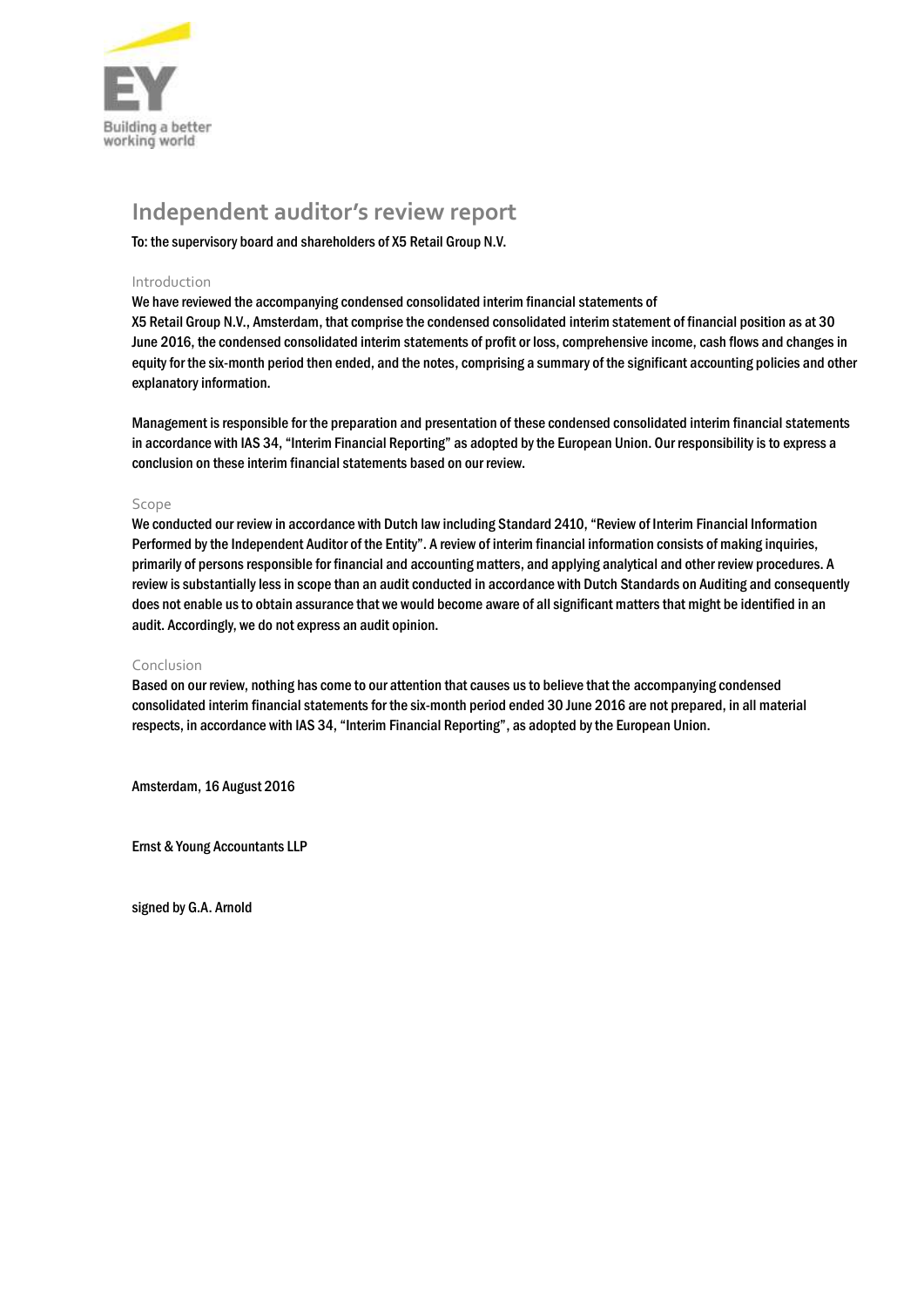# Independent auditor's review report

To: the supervisory board and shareholders of X5 Retail Group N.V.

## Introduction

We have reviewed the accompanying condensed consolidated interim financial statements of X5 Retail Group N.V., Amsterdam, that comprise the condensed consolidated interim statement of financial position as at 30 June 2016, the condensed consolidated interim statements of profit or loss, comprehensive income, cash flows and changes in equity for the six-month period then ended, and the notes, comprising a summary of the significant accounting policies and other explanatory information.

Management is responsible for the preparation and presentation of these condensed consolidated interim financial statements in accordance with IAS 34, "Interim Financial Reporting" as adopted by the European Union. Our responsibility is to express a conclusion on these interim financial statements based on our review.

## Scope

We conducted our review in accordance with Dutch law including Standard 2410, "Review of Interim Financial Information Performed by the Independent Auditor of the Entity". A review of interim financial information consists of making inquiries, primarily of persons responsible for financial and accounting matters, and applying analytical and other review procedures. A review is substantially less in scope than an audit conducted in accordance with Dutch Standards on Auditing and consequently does not enable us to obtain assurance that we would become aware of all significant matters that might be identified in an audit. Accordingly, we do not express an audit opinion.

## Conclusion

Based on our review, nothing has come to our attention that causes us to believe that the accompanying condensed consolidated interim financial statements for the six-month period ended 30 June 2016 are not prepared, in all material respects, in accordance with IAS 34, "Interim Financial Reporting", as adopted by the European Union.

Amsterdam, 16 August 2016

Ernst & Young Accountants LLP

signed by G.A. Arnold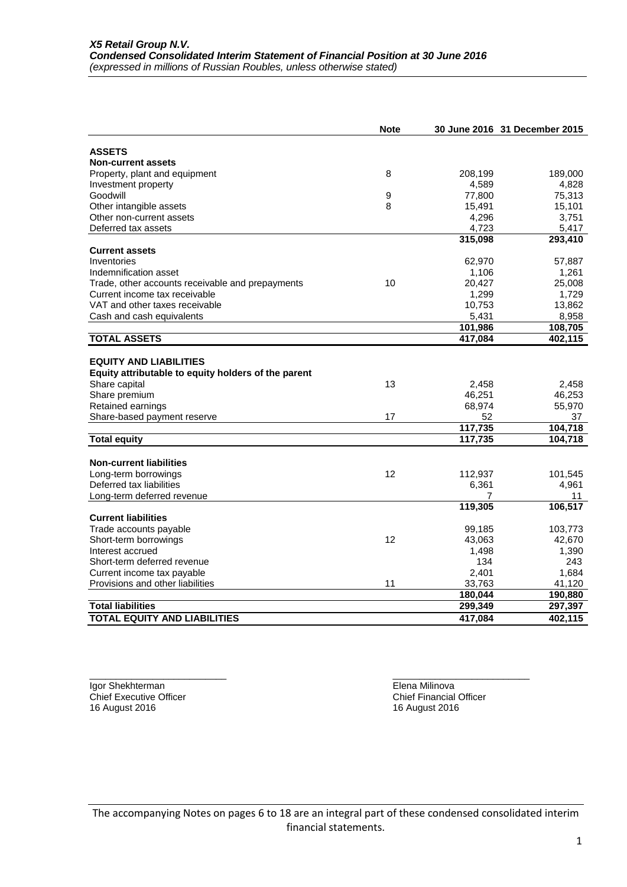***X5 Retail Group N.V.***
***Condensed Consolidated Interim Statement of Financial Position at 30 June 2016***
*(expressed in millions of Russian Roubles, unless otherwise stated)*

| | Note | 30 June 2016 | 31 December 2015 |
|---|---|---|---|
| **ASSETS** | | | |
| **Non-current assets** | | | |
| Property, plant and equipment | 8 | 208,199 | 189,000 |
| Investment property | | 4,589 | 4,828 |
| Goodwill | 9 | 77,800 | 75,313 |
| Other intangible assets | 8 | 15,491 | 15,101 |
| Other non-current assets | | 4,296 | 3,751 |
| Deferred tax assets | | 4,723 | 5,417 |
| | | **315,098** | **293,410** |
| **Current assets** | | | |
| Inventories | | 62,970 | 57,887 |
| Indemnification asset | | 1,106 | 1,261 |
| Trade, other accounts receivable and prepayments | 10 | 20,427 | 25,008 |
| Current income tax receivable | | 1,299 | 1,729 |
| VAT and other taxes receivable | | 10,753 | 13,862 |
| Cash and cash equivalents | | 5,431 | 8,958 |
| | | **101,986** | **108,705** |
| **TOTAL ASSETS** | | **417,084** | **402,115** |
| | | | |
| **EQUITY AND LIABILITIES** | | | |
| **Equity attributable to equity holders of the parent** | | | |
| Share capital | 13 | 2,458 | 2,458 |
| Share premium | | 46,251 | 46,253 |
| Retained earnings | | 68,974 | 55,970 |
| Share-based payment reserve | 17 | 52 | 37 |
| | | **117,735** | **104,718** |
| **Total equity** | | **117,735** | **104,718** |
| | | | |
| **Non-current liabilities** | | | |
| Long-term borrowings | 12 | 112,937 | 101,545 |
| Deferred tax liabilities | | 6,361 | 4,961 |
| Long-term deferred revenue | | 7 | 11 |
| | | **119,305** | **106,517** |
| **Current liabilities** | | | |
| Trade accounts payable | | 99,185 | 103,773 |
| Short-term borrowings | 12 | 43,063 | 42,670 |
| Interest accrued | | 1,498 | 1,390 |
| Short-term deferred revenue | | 134 | 243 |
| Current income tax payable | | 2,401 | 1,684 |
| Provisions and other liabilities | 11 | 33,763 | 41,120 |
| | | **180,044** | **190,880** |
| **Total liabilities** | | **299,349** | **297,397** |
| **TOTAL EQUITY AND LIABILITIES** | | **417,084** | **402,115** |

\_\_\_\_\_\_\_\_\_\_\_\_\_\_\_\_\_\_\_\_\_\_\_\_\_\_
Igor Shekhterman
Chief Executive Officer
16 August 2016

\_\_\_\_\_\_\_\_\_\_\_\_\_\_\_\_\_\_\_\_\_\_\_\_\_\_
Elena Milinova
Chief Financial Officer
16 August 2016

The accompanying Notes on pages 6 to 18 are an integral part of these condensed consolidated interim financial statements.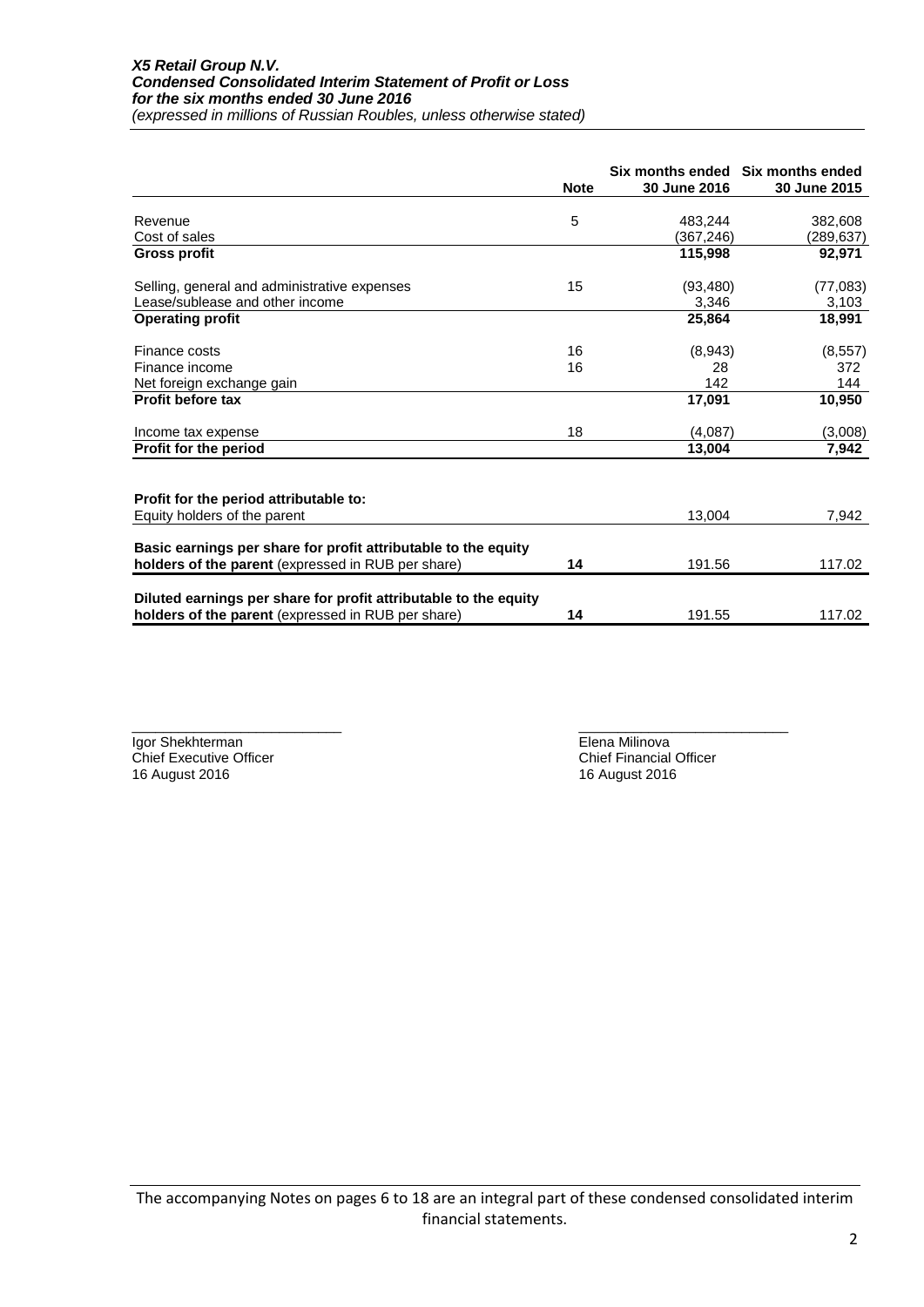***X5 Retail Group N.V.***
***Condensed Consolidated Interim Statement of Profit or Loss***
***for the six months ended 30 June 2016***
*(expressed in millions of Russian Roubles, unless otherwise stated)*

| | Note | Six months ended 30 June 2016 | Six months ended 30 June 2015 |
|---|---|---|---|
| Revenue | 5 | 483,244 | 382,608 |
| Cost of sales | | (367,246) | (289,637) |
| **Gross profit** | | **115,998** | **92,971** |
| Selling, general and administrative expenses | 15 | (93,480) | (77,083) |
| Lease/sublease and other income | | 3,346 | 3,103 |
| **Operating profit** | | **25,864** | **18,991** |
| Finance costs | 16 | (8,943) | (8,557) |
| Finance income | 16 | 28 | 372 |
| Net foreign exchange gain | | 142 | 144 |
| **Profit before tax** | | **17,091** | **10,950** |
| Income tax expense | 18 | (4,087) | (3,008) |
| **Profit for the period** | | **13,004** | **7,942** |
| **Profit for the period attributable to:** | | | |
| Equity holders of the parent | | 13,004 | 7,942 |
| **Basic earnings per share for profit attributable to the equity holders of the parent** (expressed in RUB per share) | **14** | 191.56 | 117.02 |
| **Diluted earnings per share for profit attributable to the equity holders of the parent** (expressed in RUB per share) | **14** | 191.55 | 117.02 |

Igor Shekhterman
Chief Executive Officer
16 August 2016

Elena Milinova
Chief Financial Officer
16 August 2016

The accompanying Notes on pages 6 to 18 are an integral part of these condensed consolidated interim financial statements.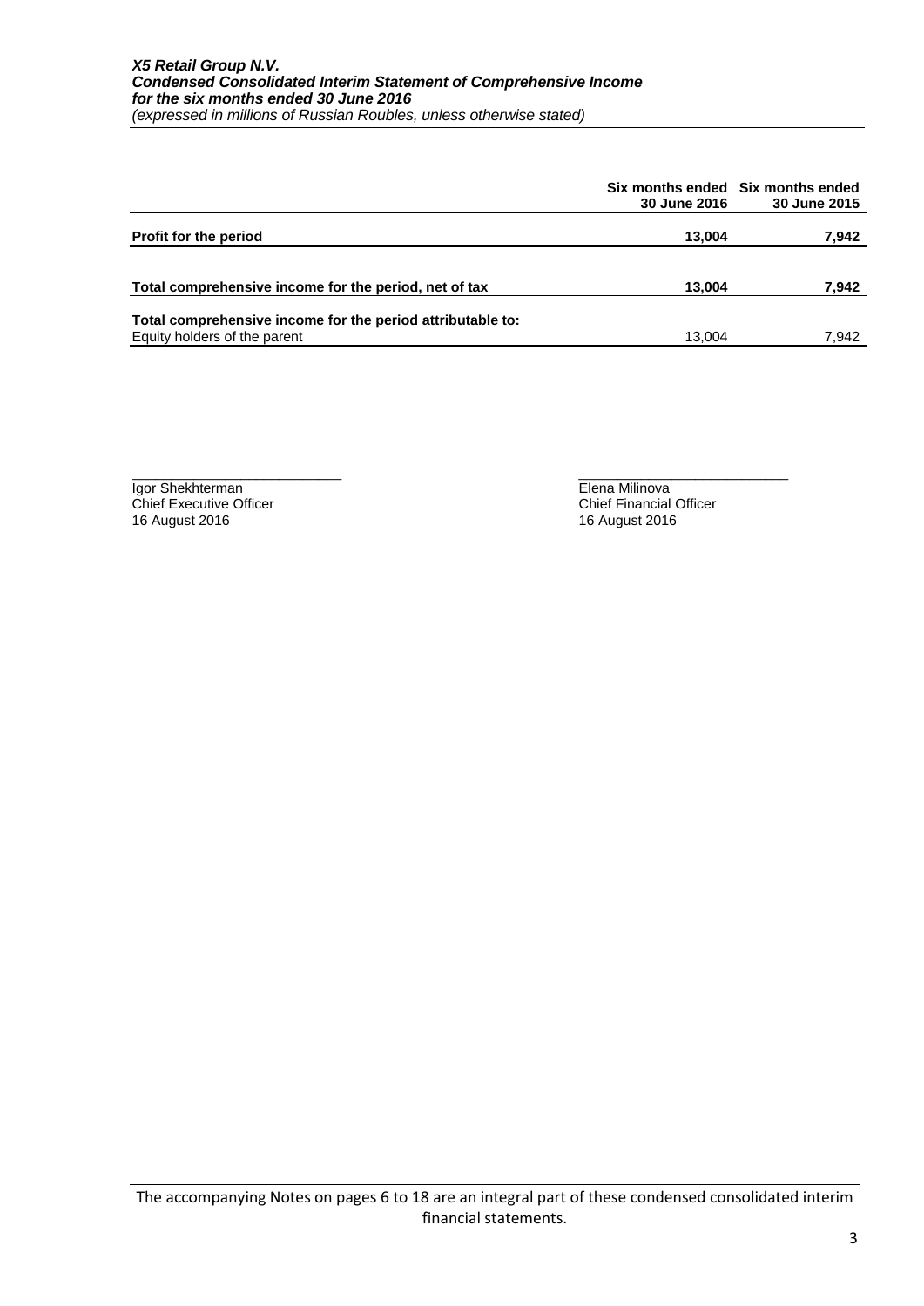***X5 Retail Group N.V.***
***Condensed Consolidated Interim Statement of Comprehensive Income***
***for the six months ended 30 June 2016***
*(expressed in millions of Russian Roubles, unless otherwise stated)*

| | **Six months ended 30 June 2016** | **Six months ended 30 June 2015** |
|---|---|---|
| **Profit for the period** | **13,004** | **7,942** |
| **Total comprehensive income for the period, net of tax** | **13,004** | **7,942** |
| **Total comprehensive income for the period attributable to:** | | |
| Equity holders of the parent | 13,004 | 7,942 |

\_\_\_\_\_\_\_\_\_\_\_\_\_\_\_\_\_\_\_\_\_\_\_\_\_\_
Igor Shekhterman
Chief Executive Officer
16 August 2016

\_\_\_\_\_\_\_\_\_\_\_\_\_\_\_\_\_\_\_\_\_\_\_\_\_\_
Elena Milinova
Chief Financial Officer
16 August 2016

The accompanying Notes on pages 6 to 18 are an integral part of these condensed consolidated interim financial statements.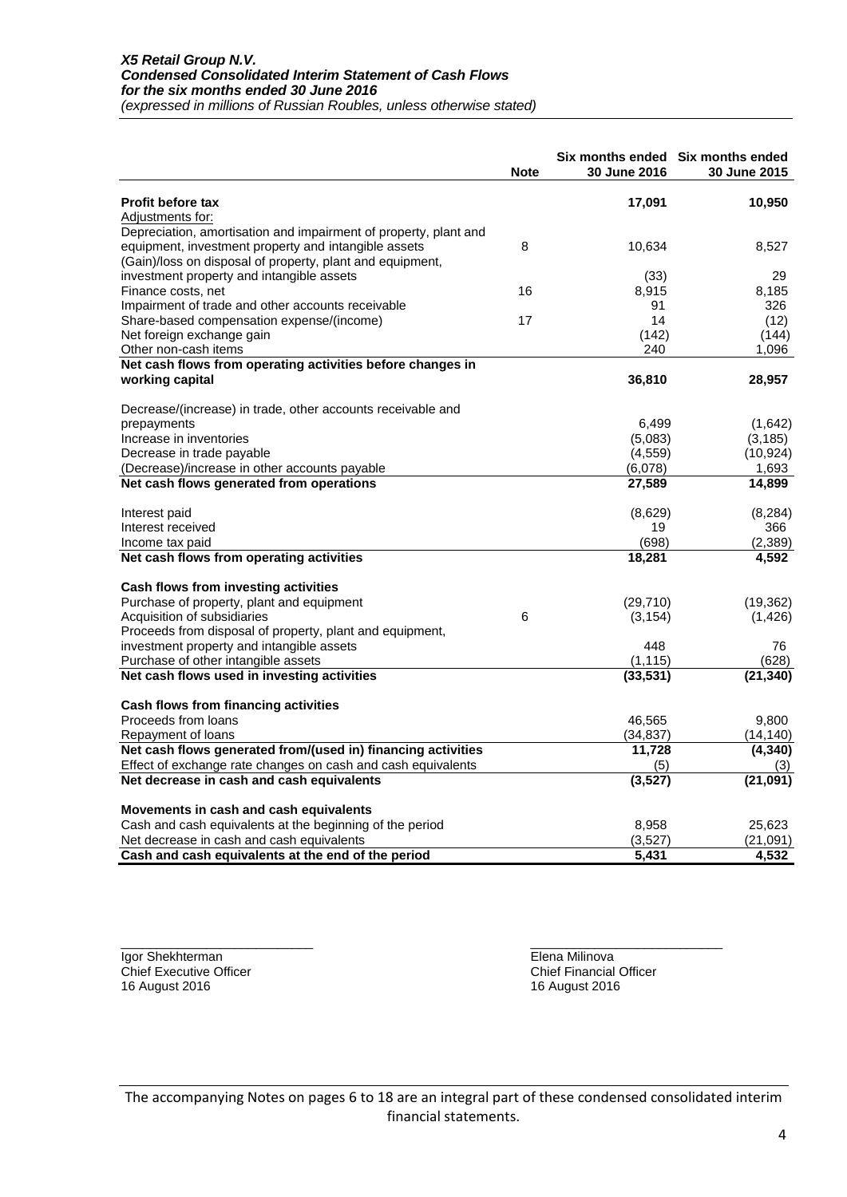***X5 Retail Group N.V.***
***Condensed Consolidated Interim Statement of Cash Flows***
***for the six months ended 30 June 2016***
*(expressed in millions of Russian Roubles, unless otherwise stated)*

| | Note | Six months ended 30 June 2016 | Six months ended 30 June 2015 |
|---|---|---|---|
| **Profit before tax** | | **17,091** | **10,950** |
| Adjustments for: | | | |
| Depreciation, amortisation and impairment of property, plant and equipment, investment property and intangible assets | 8 | 10,634 | 8,527 |
| (Gain)/loss on disposal of property, plant and equipment, investment property and intangible assets | | (33) | 29 |
| Finance costs, net | 16 | 8,915 | 8,185 |
| Impairment of trade and other accounts receivable | | 91 | 326 |
| Share-based compensation expense/(income) | 17 | 14 | (12) |
| Net foreign exchange gain | | (142) | (144) |
| Other non-cash items | | 240 | 1,096 |
| **Net cash flows from operating activities before changes in working capital** | | **36,810** | **28,957** |
| Decrease/(increase) in trade, other accounts receivable and prepayments | | 6,499 | (1,642) |
| Increase in inventories | | (5,083) | (3,185) |
| Decrease in trade payable | | (4,559) | (10,924) |
| (Decrease)/increase in other accounts payable | | (6,078) | 1,693 |
| **Net cash flows generated from operations** | | **27,589** | **14,899** |
| Interest paid | | (8,629) | (8,284) |
| Interest received | | 19 | 366 |
| Income tax paid | | (698) | (2,389) |
| **Net cash flows from operating activities** | | **18,281** | **4,592** |
| **Cash flows from investing activities** | | | |
| Purchase of property, plant and equipment | | (29,710) | (19,362) |
| Acquisition of subsidiaries | 6 | (3,154) | (1,426) |
| Proceeds from disposal of property, plant and equipment, investment property and intangible assets | | 448 | 76 |
| Purchase of other intangible assets | | (1,115) | (628) |
| **Net cash flows used in investing activities** | | **(33,531)** | **(21,340)** |
| **Cash flows from financing activities** | | | |
| Proceeds from loans | | 46,565 | 9,800 |
| Repayment of loans | | (34,837) | (14,140) |
| **Net cash flows generated from/(used in) financing activities** | | **11,728** | **(4,340)** |
| Effect of exchange rate changes on cash and cash equivalents | | (5) | (3) |
| **Net decrease in cash and cash equivalents** | | **(3,527)** | **(21,091)** |
| **Movements in cash and cash equivalents** | | | |
| Cash and cash equivalents at the beginning of the period | | 8,958 | 25,623 |
| Net decrease in cash and cash equivalents | | (3,527) | (21,091) |
| **Cash and cash equivalents at the end of the period** | | **5,431** | **4,532** |

Igor Shekhterman
Chief Executive Officer
16 August 2016

Elena Milinova
Chief Financial Officer
16 August 2016

The accompanying Notes on pages 6 to 18 are an integral part of these condensed consolidated interim financial statements.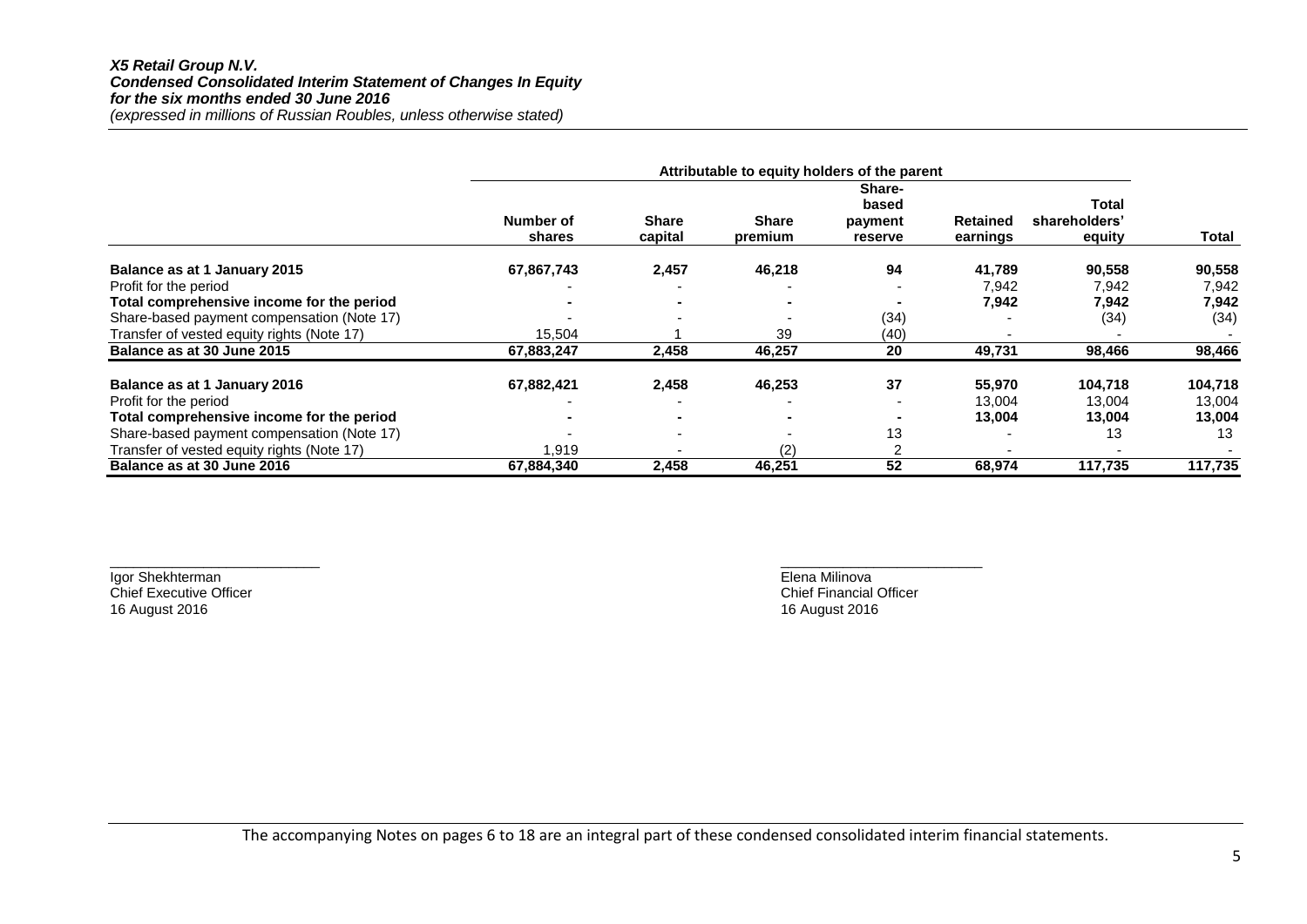***X5 Retail Group N.V.***
***Condensed Consolidated Interim Statement of Changes In Equity***
***for the six months ended 30 June 2016***
*(expressed in millions of Russian Roubles, unless otherwise stated)*

| | Attributable to equity holders of the parent | | | | | | |
|---|---|---|---|---|---|---|---|
| | **Number of shares** | **Share capital** | **Share premium** | **Share-based payment reserve** | **Retained earnings** | **Total shareholders' equity** | **Total** |
| **Balance as at 1 January 2015** | **67,867,743** | **2,457** | **46,218** | **94** | **41,789** | **90,558** | **90,558** |
| Profit for the period | - | - | - | - | 7,942 | 7,942 | 7,942 |
| **Total comprehensive income for the period** | **-** | **-** | **-** | **-** | **7,942** | **7,942** | **7,942** |
| Share-based payment compensation (Note 17) | - | - | - | (34) | - | (34) | (34) |
| Transfer of vested equity rights (Note 17) | 15,504 | 1 | 39 | (40) | - | - | - |
| **Balance as at 30 June 2015** | **67,883,247** | **2,458** | **46,257** | **20** | **49,731** | **98,466** | **98,466** |
| | | | | | | | |
| **Balance as at 1 January 2016** | **67,882,421** | **2,458** | **46,253** | **37** | **55,970** | **104,718** | **104,718** |
| Profit for the period | - | - | - | - | 13,004 | 13,004 | 13,004 |
| **Total comprehensive income for the period** | **-** | **-** | **-** | **-** | **13,004** | **13,004** | **13,004** |
| Share-based payment compensation (Note 17) | - | - | - | 13 | - | 13 | 13 |
| Transfer of vested equity rights (Note 17) | 1,919 | - | (2) | 2 | - | - | - |
| **Balance as at 30 June 2016** | **67,884,340** | **2,458** | **46,251** | **52** | **68,974** | **117,735** | **117,735** |

\_\_\_\_\_\_\_\_\_\_\_\_\_\_\_\_\_\_\_\_\_\_\_\_\_\_
Igor Shekhterman
Chief Executive Officer
16 August 2016

\_\_\_\_\_\_\_\_\_\_\_\_\_\_\_\_\_\_\_\_\_\_\_\_\_\_
Elena Milinova
Chief Financial Officer
16 August 2016

The accompanying Notes on pages 6 to 18 are an integral part of these condensed consolidated interim financial statements.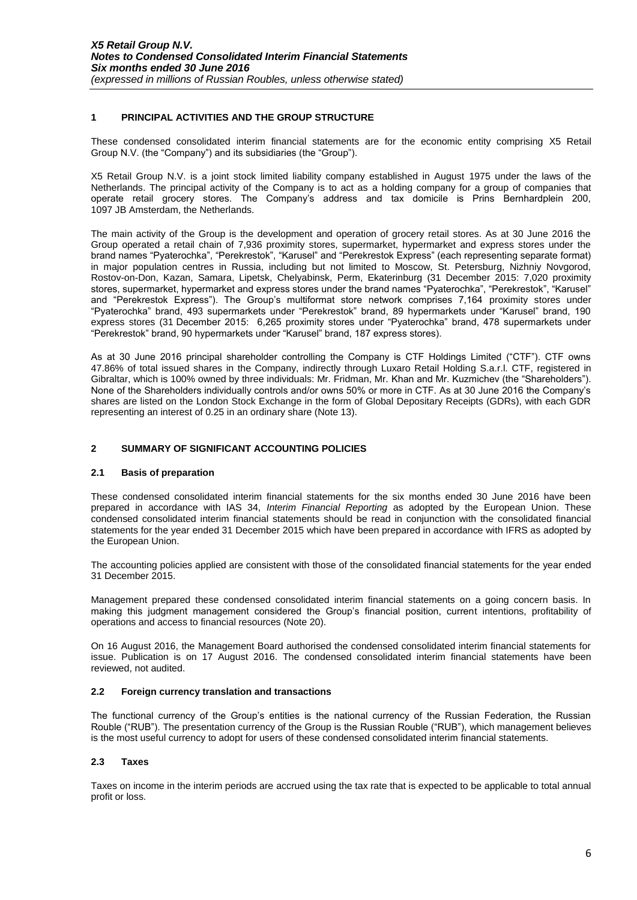## 1 PRINCIPAL ACTIVITIES AND THE GROUP STRUCTURE

These condensed consolidated interim financial statements are for the economic entity comprising X5 Retail Group N.V. (the "Company") and its subsidiaries (the "Group").

X5 Retail Group N.V. is a joint stock limited liability company established in August 1975 under the laws of the Netherlands. The principal activity of the Company is to act as a holding company for a group of companies that operate retail grocery stores. The Company's address and tax domicile is Prins Bernhardplein 200, 1097 JB Amsterdam, the Netherlands.

The main activity of the Group is the development and operation of grocery retail stores. As at 30 June 2016 the Group operated a retail chain of 7,936 proximity stores, supermarket, hypermarket and express stores under the brand names "Pyaterochka", "Perekrestok", "Karusel" and "Perekrestok Express" (each representing separate format) in major population centres in Russia, including but not limited to Moscow, St. Petersburg, Nizhniy Novgorod, Rostov-on-Don, Kazan, Samara, Lipetsk, Chelyabinsk, Perm, Ekaterinburg (31 December 2015: 7,020 proximity stores, supermarket, hypermarket and express stores under the brand names "Pyaterochka", "Perekrestok", "Karusel" and "Perekrestok Express"). The Group's multiformat store network comprises 7,164 proximity stores under "Pyaterochka" brand, 493 supermarkets under "Perekrestok" brand, 89 hypermarkets under "Karusel" brand, 190 express stores (31 December 2015: 6,265 proximity stores under "Pyaterochka" brand, 478 supermarkets under "Perekrestok" brand, 90 hypermarkets under "Karusel" brand, 187 express stores).

As at 30 June 2016 principal shareholder controlling the Company is CTF Holdings Limited ("CTF"). CTF owns 47.86% of total issued shares in the Company, indirectly through Luxaro Retail Holding S.a.r.l. CTF, registered in Gibraltar, which is 100% owned by three individuals: Mr. Fridman, Mr. Khan and Mr. Kuzmichev (the "Shareholders"). None of the Shareholders individually controls and/or owns 50% or more in CTF. As at 30 June 2016 the Company's shares are listed on the London Stock Exchange in the form of Global Depositary Receipts (GDRs), with each GDR representing an interest of 0.25 in an ordinary share (Note 13).

## 2 SUMMARY OF SIGNIFICANT ACCOUNTING POLICIES

### 2.1 Basis of preparation

These condensed consolidated interim financial statements for the six months ended 30 June 2016 have been prepared in accordance with IAS 34, *Interim Financial Reporting* as adopted by the European Union. These condensed consolidated interim financial statements should be read in conjunction with the consolidated financial statements for the year ended 31 December 2015 which have been prepared in accordance with IFRS as adopted by the European Union.

The accounting policies applied are consistent with those of the consolidated financial statements for the year ended 31 December 2015.

Management prepared these condensed consolidated interim financial statements on a going concern basis. In making this judgment management considered the Group's financial position, current intentions, profitability of operations and access to financial resources (Note 20).

On 16 August 2016, the Management Board authorised the condensed consolidated interim financial statements for issue. Publication is on 17 August 2016. The condensed consolidated interim financial statements have been reviewed, not audited.

### 2.2 Foreign currency translation and transactions

The functional currency of the Group's entities is the national currency of the Russian Federation, the Russian Rouble ("RUB"). The presentation currency of the Group is the Russian Rouble ("RUB"), which management believes is the most useful currency to adopt for users of these condensed consolidated interim financial statements.

### 2.3 Taxes

Taxes on income in the interim periods are accrued using the tax rate that is expected to be applicable to total annual profit or loss.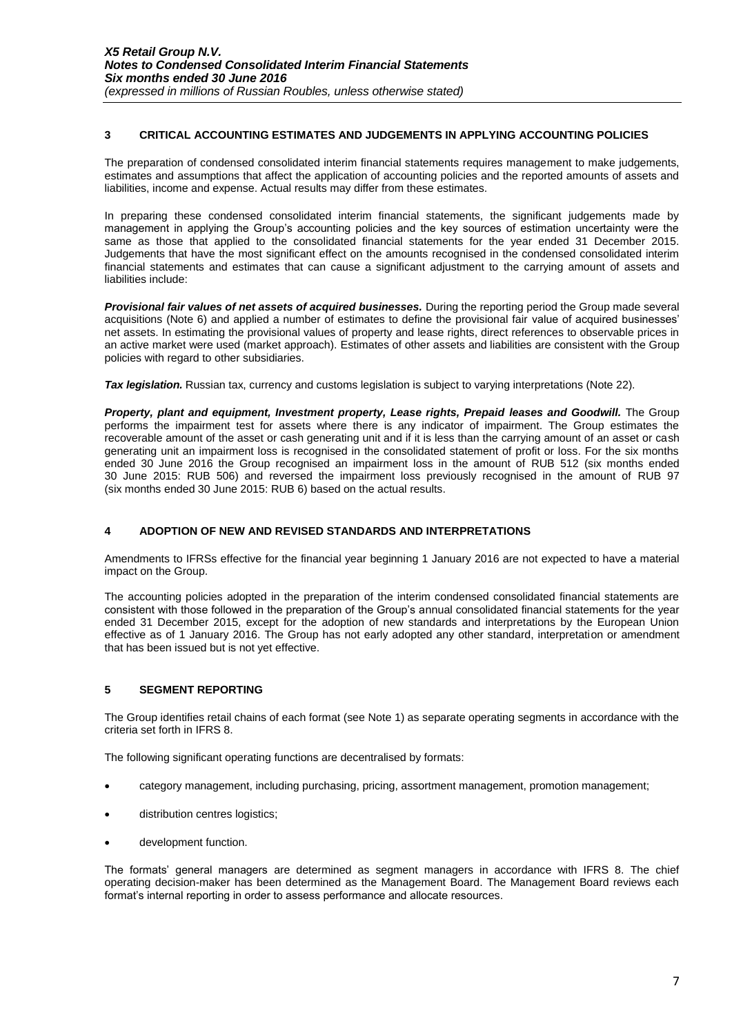## 3 CRITICAL ACCOUNTING ESTIMATES AND JUDGEMENTS IN APPLYING ACCOUNTING POLICIES

The preparation of condensed consolidated interim financial statements requires management to make judgements, estimates and assumptions that affect the application of accounting policies and the reported amounts of assets and liabilities, income and expense. Actual results may differ from these estimates.

In preparing these condensed consolidated interim financial statements, the significant judgements made by management in applying the Group's accounting policies and the key sources of estimation uncertainty were the same as those that applied to the consolidated financial statements for the year ended 31 December 2015. Judgements that have the most significant effect on the amounts recognised in the condensed consolidated interim financial statements and estimates that can cause a significant adjustment to the carrying amount of assets and liabilities include:

***Provisional fair values of net assets of acquired businesses.*** During the reporting period the Group made several acquisitions (Note 6) and applied a number of estimates to define the provisional fair value of acquired businesses' net assets. In estimating the provisional values of property and lease rights, direct references to observable prices in an active market were used (market approach). Estimates of other assets and liabilities are consistent with the Group policies with regard to other subsidiaries.

***Tax legislation.*** Russian tax, currency and customs legislation is subject to varying interpretations (Note 22).

***Property, plant and equipment, Investment property, Lease rights, Prepaid leases and Goodwill.*** The Group performs the impairment test for assets where there is any indicator of impairment. The Group estimates the recoverable amount of the asset or cash generating unit and if it is less than the carrying amount of an asset or cash generating unit an impairment loss is recognised in the consolidated statement of profit or loss. For the six months ended 30 June 2016 the Group recognised an impairment loss in the amount of RUB 512 (six months ended 30 June 2015: RUB 506) and reversed the impairment loss previously recognised in the amount of RUB 97 (six months ended 30 June 2015: RUB 6) based on the actual results.

## 4 ADOPTION OF NEW AND REVISED STANDARDS AND INTERPRETATIONS

Amendments to IFRSs effective for the financial year beginning 1 January 2016 are not expected to have a material impact on the Group.

The accounting policies adopted in the preparation of the interim condensed consolidated financial statements are consistent with those followed in the preparation of the Group's annual consolidated financial statements for the year ended 31 December 2015, except for the adoption of new standards and interpretations by the European Union effective as of 1 January 2016. The Group has not early adopted any other standard, interpretation or amendment that has been issued but is not yet effective.

## 5 SEGMENT REPORTING

The Group identifies retail chains of each format (see Note 1) as separate operating segments in accordance with the criteria set forth in IFRS 8.

The following significant operating functions are decentralised by formats:

- category management, including purchasing, pricing, assortment management, promotion management;
- distribution centres logistics;
- development function.

The formats' general managers are determined as segment managers in accordance with IFRS 8. The chief operating decision-maker has been determined as the Management Board. The Management Board reviews each format's internal reporting in order to assess performance and allocate resources.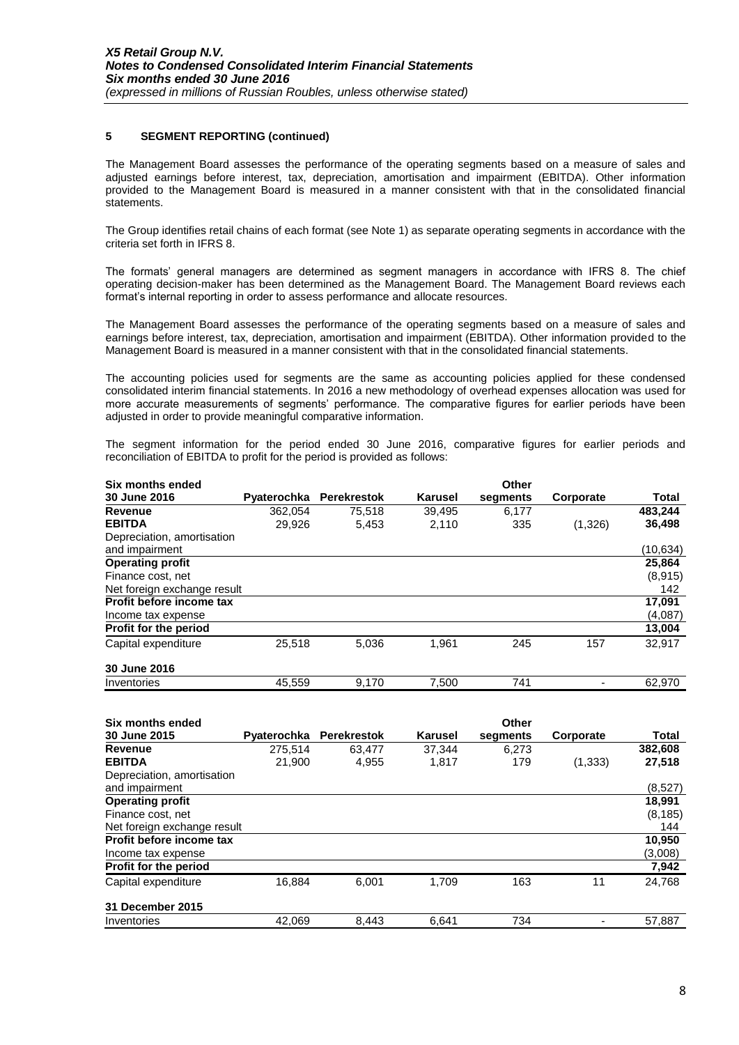### 5 SEGMENT REPORTING (continued)

The Management Board assesses the performance of the operating segments based on a measure of sales and adjusted earnings before interest, tax, depreciation, amortisation and impairment (EBITDA). Other information provided to the Management Board is measured in a manner consistent with that in the consolidated financial statements.

The Group identifies retail chains of each format (see Note 1) as separate operating segments in accordance with the criteria set forth in IFRS 8.

The formats' general managers are determined as segment managers in accordance with IFRS 8. The chief operating decision-maker has been determined as the Management Board. The Management Board reviews each format's internal reporting in order to assess performance and allocate resources.

The Management Board assesses the performance of the operating segments based on a measure of sales and earnings before interest, tax, depreciation, amortisation and impairment (EBITDA). Other information provided to the Management Board is measured in a manner consistent with that in the consolidated financial statements.

The accounting policies used for segments are the same as accounting policies applied for these condensed consolidated interim financial statements. In 2016 a new methodology of overhead expenses allocation was used for more accurate measurements of segments' performance. The comparative figures for earlier periods have been adjusted in order to provide meaningful comparative information.

The segment information for the period ended 30 June 2016, comparative figures for earlier periods and reconciliation of EBITDA to profit for the period is provided as follows:

| Six months ended 30 June 2016 | Pyaterochka | Perekrestok | Karusel | Other segments | Corporate | Total |
|---|---|---|---|---|---|---|
| **Revenue** | 362,054 | 75,518 | 39,495 | 6,177 | | **483,244** |
| **EBITDA** | 29,926 | 5,453 | 2,110 | 335 | (1,326) | **36,498** |
| Depreciation, amortisation and impairment | | | | | | (10,634) |
| **Operating profit** | | | | | | **25,864** |
| Finance cost, net | | | | | | (8,915) |
| Net foreign exchange result | | | | | | 142 |
| **Profit before income tax** | | | | | | **17,091** |
| Income tax expense | | | | | | (4,087) |
| **Profit for the period** | | | | | | **13,004** |
| Capital expenditure | 25,518 | 5,036 | 1,961 | 245 | 157 | 32,917 |
| **30 June 2016** | | | | | | |
| Inventories | 45,559 | 9,170 | 7,500 | 741 | - | 62,970 |

| Six months ended 30 June 2015 | Pyaterochka | Perekrestok | Karusel | Other segments | Corporate | Total |
|---|---|---|---|---|---|---|
| **Revenue** | 275,514 | 63,477 | 37,344 | 6,273 | | **382,608** |
| **EBITDA** | 21,900 | 4,955 | 1,817 | 179 | (1,333) | **27,518** |
| Depreciation, amortisation and impairment | | | | | | (8,527) |
| **Operating profit** | | | | | | **18,991** |
| Finance cost, net | | | | | | (8,185) |
| Net foreign exchange result | | | | | | 144 |
| **Profit before income tax** | | | | | | **10,950** |
| Income tax expense | | | | | | (3,008) |
| **Profit for the period** | | | | | | **7,942** |
| Capital expenditure | 16,884 | 6,001 | 1,709 | 163 | 11 | 24,768 |
| **31 December 2015** | | | | | | |
| Inventories | 42,069 | 8,443 | 6,641 | 734 | - | 57,887 |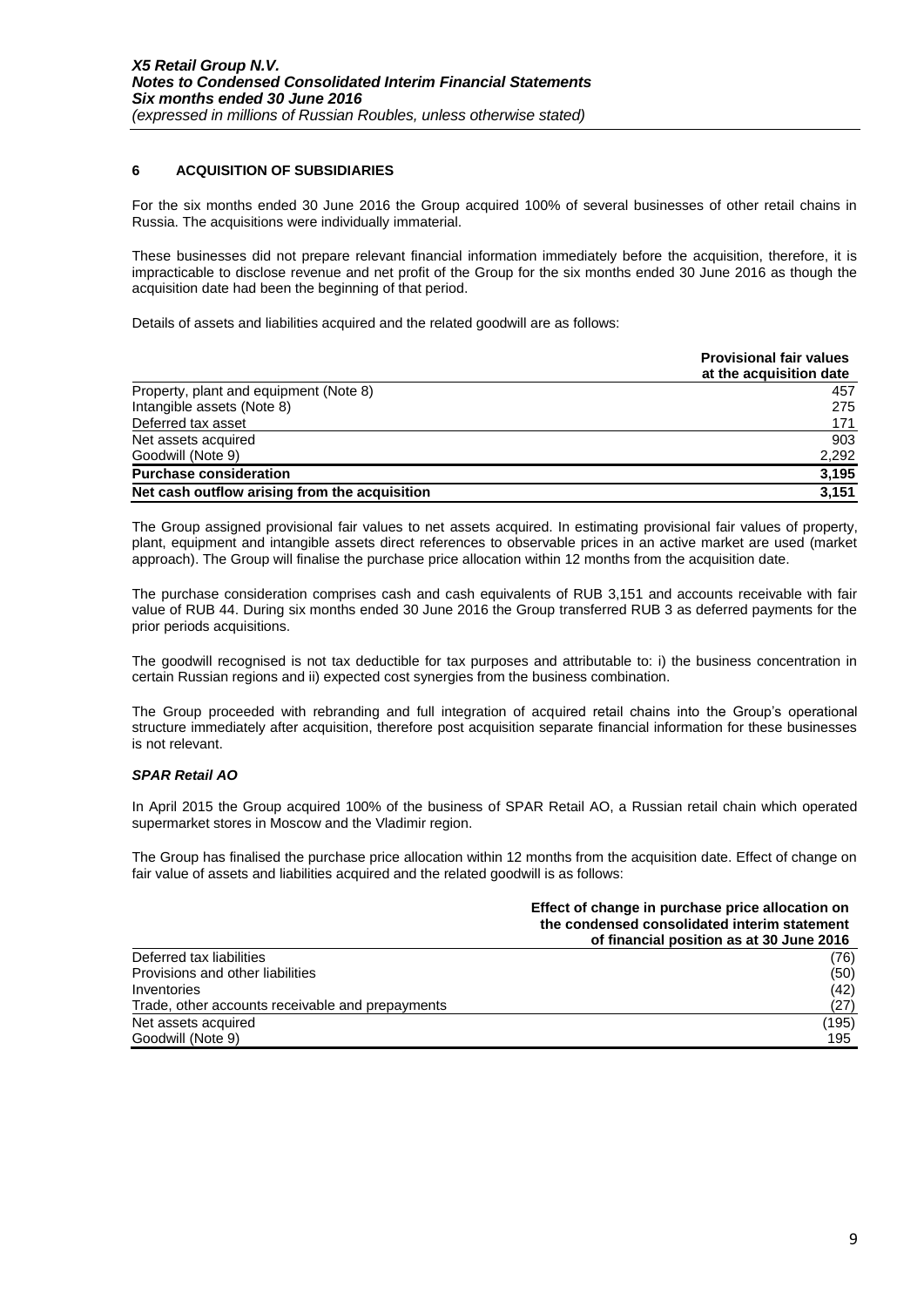## 6 ACQUISITION OF SUBSIDIARIES

For the six months ended 30 June 2016 the Group acquired 100% of several businesses of other retail chains in Russia. The acquisitions were individually immaterial.

These businesses did not prepare relevant financial information immediately before the acquisition, therefore, it is impracticable to disclose revenue and net profit of the Group for the six months ended 30 June 2016 as though the acquisition date had been the beginning of that period.

Details of assets and liabilities acquired and the related goodwill are as follows:

| | Provisional fair values at the acquisition date |
|---|---|
| Property, plant and equipment (Note 8) | 457 |
| Intangible assets (Note 8) | 275 |
| Deferred tax asset | 171 |
| Net assets acquired | 903 |
| Goodwill (Note 9) | 2,292 |
| **Purchase consideration** | **3,195** |
| **Net cash outflow arising from the acquisition** | **3,151** |

The Group assigned provisional fair values to net assets acquired. In estimating provisional fair values of property, plant, equipment and intangible assets direct references to observable prices in an active market are used (market approach). The Group will finalise the purchase price allocation within 12 months from the acquisition date.

The purchase consideration comprises cash and cash equivalents of RUB 3,151 and accounts receivable with fair value of RUB 44. During six months ended 30 June 2016 the Group transferred RUB 3 as deferred payments for the prior periods acquisitions.

The goodwill recognised is not tax deductible for tax purposes and attributable to: i) the business concentration in certain Russian regions and ii) expected cost synergies from the business combination.

The Group proceeded with rebranding and full integration of acquired retail chains into the Group's operational structure immediately after acquisition, therefore post acquisition separate financial information for these businesses is not relevant.

### *SPAR Retail AO*

In April 2015 the Group acquired 100% of the business of SPAR Retail AO, a Russian retail chain which operated supermarket stores in Moscow and the Vladimir region.

The Group has finalised the purchase price allocation within 12 months from the acquisition date. Effect of change on fair value of assets and liabilities acquired and the related goodwill is as follows:

| | Effect of change in purchase price allocation on the condensed consolidated interim statement of financial position as at 30 June 2016 |
|---|---|
| Deferred tax liabilities | (76) |
| Provisions and other liabilities | (50) |
| Inventories | (42) |
| Trade, other accounts receivable and prepayments | (27) |
| Net assets acquired | (195) |
| Goodwill (Note 9) | 195 |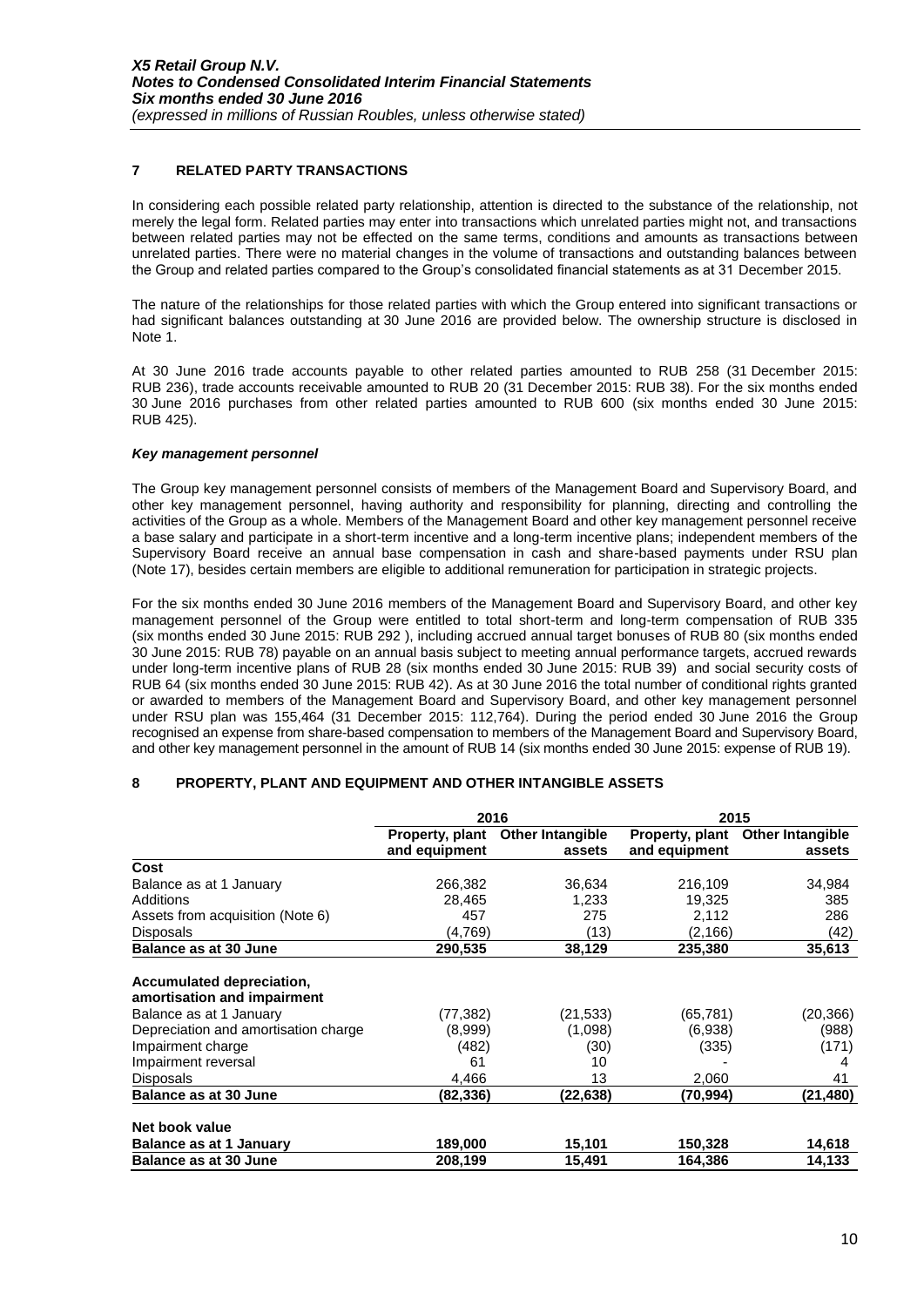## 7 RELATED PARTY TRANSACTIONS

In considering each possible related party relationship, attention is directed to the substance of the relationship, not merely the legal form. Related parties may enter into transactions which unrelated parties might not, and transactions between related parties may not be effected on the same terms, conditions and amounts as transactions between unrelated parties. There were no material changes in the volume of transactions and outstanding balances between the Group and related parties compared to the Group's consolidated financial statements as at 31 December 2015.

The nature of the relationships for those related parties with which the Group entered into significant transactions or had significant balances outstanding at 30 June 2016 are provided below. The ownership structure is disclosed in Note 1.

At 30 June 2016 trade accounts payable to other related parties amounted to RUB 258 (31 December 2015: RUB 236), trade accounts receivable amounted to RUB 20 (31 December 2015: RUB 38). For the six months ended 30 June 2016 purchases from other related parties amounted to RUB 600 (six months ended 30 June 2015: RUB 425).

### *Key management personnel*

The Group key management personnel consists of members of the Management Board and Supervisory Board, and other key management personnel, having authority and responsibility for planning, directing and controlling the activities of the Group as a whole. Members of the Management Board and other key management personnel receive a base salary and participate in a short-term incentive and a long-term incentive plans; independent members of the Supervisory Board receive an annual base compensation in cash and share-based payments under RSU plan (Note 17), besides certain members are eligible to additional remuneration for participation in strategic projects.

For the six months ended 30 June 2016 members of the Management Board and Supervisory Board, and other key management personnel of the Group were entitled to total short-term and long-term compensation of RUB 335 (six months ended 30 June 2015: RUB 292 ), including accrued annual target bonuses of RUB 80 (six months ended 30 June 2015: RUB 78) payable on an annual basis subject to meeting annual performance targets, accrued rewards under long-term incentive plans of RUB 28 (six months ended 30 June 2015: RUB 39) and social security costs of RUB 64 (six months ended 30 June 2015: RUB 42). As at 30 June 2016 the total number of conditional rights granted or awarded to members of the Management Board and Supervisory Board, and other key management personnel under RSU plan was 155,464 (31 December 2015: 112,764). During the period ended 30 June 2016 the Group recognised an expense from share-based compensation to members of the Management Board and Supervisory Board, and other key management personnel in the amount of RUB 14 (six months ended 30 June 2015: expense of RUB 19).

## 8 PROPERTY, PLANT AND EQUIPMENT AND OTHER INTANGIBLE ASSETS

| | 2016 | | 2015 | |
|---|---|---|---|---|
| | **Property, plant and equipment** | **Other Intangible assets** | **Property, plant and equipment** | **Other Intangible assets** |
| **Cost** | | | | |
| Balance as at 1 January | 266,382 | 36,634 | 216,109 | 34,984 |
| Additions | 28,465 | 1,233 | 19,325 | 385 |
| Assets from acquisition (Note 6) | 457 | 275 | 2,112 | 286 |
| Disposals | (4,769) | (13) | (2,166) | (42) |
| **Balance as at 30 June** | **290,535** | **38,129** | **235,380** | **35,613** |
| **Accumulated depreciation, amortisation and impairment** | | | | |
| Balance as at 1 January | (77,382) | (21,533) | (65,781) | (20,366) |
| Depreciation and amortisation charge | (8,999) | (1,098) | (6,938) | (988) |
| Impairment charge | (482) | (30) | (335) | (171) |
| Impairment reversal | 61 | 10 | - | 4 |
| Disposals | 4,466 | 13 | 2,060 | 41 |
| **Balance as at 30 June** | **(82,336)** | **(22,638)** | **(70,994)** | **(21,480)** |
| **Net book value** | | | | |
| **Balance as at 1 January** | **189,000** | **15,101** | **150,328** | **14,618** |
| **Balance as at 30 June** | **208,199** | **15,491** | **164,386** | **14,133** |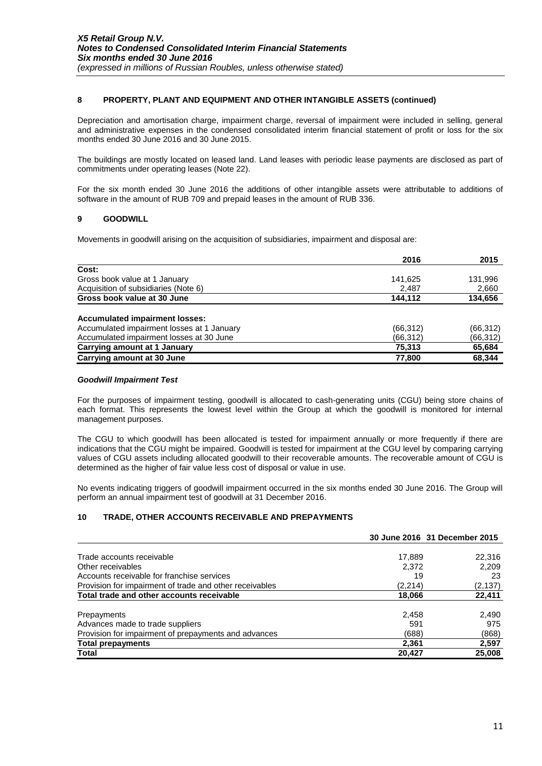## 8 PROPERTY, PLANT AND EQUIPMENT AND OTHER INTANGIBLE ASSETS (continued)

Depreciation and amortisation charge, impairment charge, reversal of impairment were included in selling, general and administrative expenses in the condensed consolidated interim financial statement of profit or loss for the six months ended 30 June 2016 and 30 June 2015.

The buildings are mostly located on leased land. Land leases with periodic lease payments are disclosed as part of commitments under operating leases (Note 22).

For the six month ended 30 June 2016 the additions of other intangible assets were attributable to additions of software in the amount of RUB 709 and prepaid leases in the amount of RUB 336.

## 9 GOODWILL

Movements in goodwill arising on the acquisition of subsidiaries, impairment and disposal are:

| | 2016 | 2015 |
|---|---|---|
| **Cost:** | | |
| Gross book value at 1 January | 141,625 | 131,996 |
| Acquisition of subsidiaries (Note 6) | 2,487 | 2,660 |
| **Gross book value at 30 June** | **144,112** | **134,656** |
| | | |
| **Accumulated impairment losses:** | | |
| Accumulated impairment losses at 1 January | (66,312) | (66,312) |
| Accumulated impairment losses at 30 June | (66,312) | (66,312) |
| **Carrying amount at 1 January** | **75,313** | **65,684** |
| **Carrying amount at 30 June** | **77,800** | **68,344** |

### *Goodwill Impairment Test*

For the purposes of impairment testing, goodwill is allocated to cash-generating units (CGU) being store chains of each format. This represents the lowest level within the Group at which the goodwill is monitored for internal management purposes.

The CGU to which goodwill has been allocated is tested for impairment annually or more frequently if there are indications that the CGU might be impaired. Goodwill is tested for impairment at the CGU level by comparing carrying values of CGU assets including allocated goodwill to their recoverable amounts. The recoverable amount of CGU is determined as the higher of fair value less cost of disposal or value in use.

No events indicating triggers of goodwill impairment occurred in the six months ended 30 June 2016. The Group will perform an annual impairment test of goodwill at 31 December 2016.

## 10 TRADE, OTHER ACCOUNTS RECEIVABLE AND PREPAYMENTS

| | 30 June 2016 | 31 December 2015 |
|---|---|---|
| Trade accounts receivable | 17,889 | 22,316 |
| Other receivables | 2,372 | 2,209 |
| Accounts receivable for franchise services | 19 | 23 |
| Provision for impairment of trade and other receivables | (2,214) | (2,137) |
| **Total trade and other accounts receivable** | **18,066** | **22,411** |
| | | |
| Prepayments | 2,458 | 2,490 |
| Advances made to trade suppliers | 591 | 975 |
| Provision for impairment of prepayments and advances | (688) | (868) |
| **Total prepayments** | **2,361** | **2,597** |
| **Total** | **20,427** | **25,008** |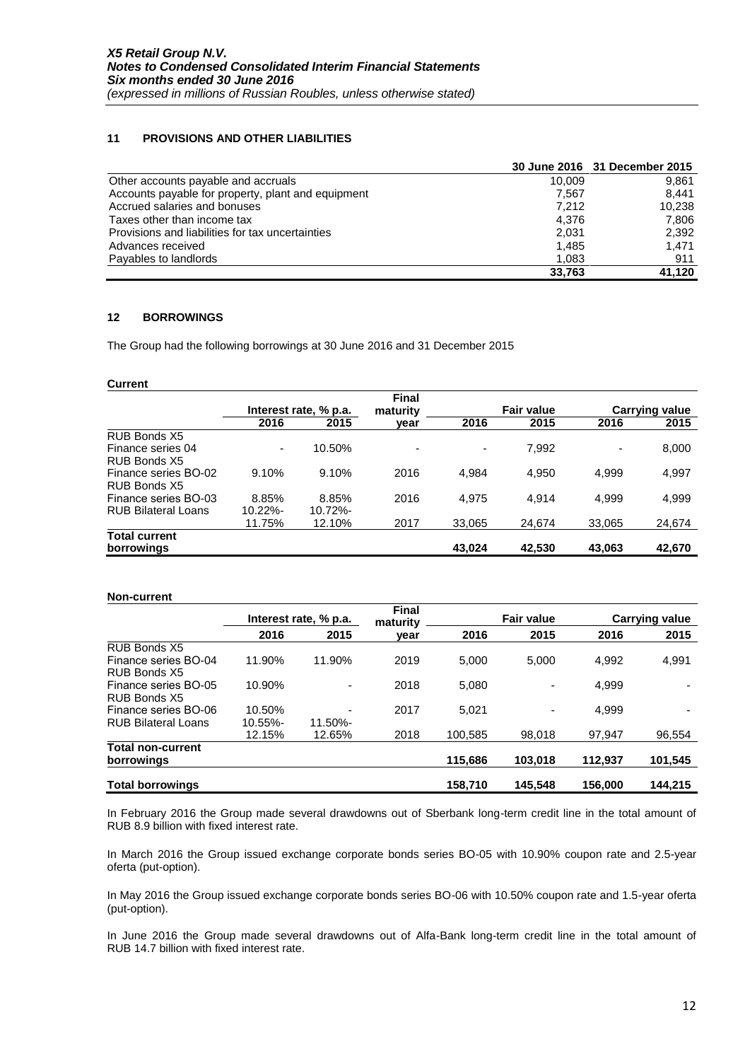## 11 PROVISIONS AND OTHER LIABILITIES

| | 30 June 2016 | 31 December 2015 |
|---|---|---|
| Other accounts payable and accruals | 10,009 | 9,861 |
| Accounts payable for property, plant and equipment | 7,567 | 8,441 |
| Accrued salaries and bonuses | 7,212 | 10,238 |
| Taxes other than income tax | 4,376 | 7,806 |
| Provisions and liabilities for tax uncertainties | 2,031 | 2,392 |
| Advances received | 1,485 | 1,471 |
| Payables to landlords | 1,083 | 911 |
| | **33,763** | **41,120** |

## 12 BORROWINGS

The Group had the following borrowings at 30 June 2016 and 31 December 2015

**Current**

| | Interest rate, % p.a. | | Final maturity | Fair value | | Carrying value | |
|---|---|---|---|---|---|---|---|
| | **2016** | **2015** | **year** | **2016** | **2015** | **2016** | **2015** |
| RUB Bonds X5 Finance series 04 | - | 10.50% | - | - | 7,992 | - | 8,000 |
| RUB Bonds X5 Finance series BO-02 | 9.10% | 9.10% | 2016 | 4,984 | 4,950 | 4,999 | 4,997 |
| RUB Bonds X5 Finance series BO-03 | 8.85% | 8.85% | 2016 | 4,975 | 4,914 | 4,999 | 4,999 |
| RUB Bilateral Loans | 10.22%-11.75% | 10.72%-12.10% | 2017 | 33,065 | 24,674 | 33,065 | 24,674 |
| **Total current borrowings** | | | | **43,024** | **42,530** | **43,063** | **42,670** |

**Non-current**

| | Interest rate, % p.a. | | Final maturity | Fair value | | Carrying value | |
|---|---|---|---|---|---|---|---|
| | **2016** | **2015** | **year** | **2016** | **2015** | **2016** | **2015** |
| RUB Bonds X5 Finance series BO-04 | 11.90% | 11.90% | 2019 | 5,000 | 5,000 | 4,992 | 4,991 |
| RUB Bonds X5 Finance series BO-05 | 10.90% | - | 2018 | 5,080 | - | 4,999 | - |
| RUB Bonds X5 Finance series BO-06 | 10.50% | - | 2017 | 5,021 | - | 4,999 | - |
| RUB Bilateral Loans | 10.55%-12.15% | 11.50%-12.65% | 2018 | 100,585 | 98,018 | 97,947 | 96,554 |
| **Total non-current borrowings** | | | | **115,686** | **103,018** | **112,937** | **101,545** |
| **Total borrowings** | | | | **158,710** | **145,548** | **156,000** | **144,215** |

In February 2016 the Group made several drawdowns out of Sberbank long-term credit line in the total amount of RUB 8.9 billion with fixed interest rate.

In March 2016 the Group issued exchange corporate bonds series BO-05 with 10.90% coupon rate and 2.5-year oferta (put-option).

In May 2016 the Group issued exchange corporate bonds series BO-06 with 10.50% coupon rate and 1.5-year oferta (put-option).

In June 2016 the Group made several drawdowns out of Alfa-Bank long-term credit line in the total amount of RUB 14.7 billion with fixed interest rate.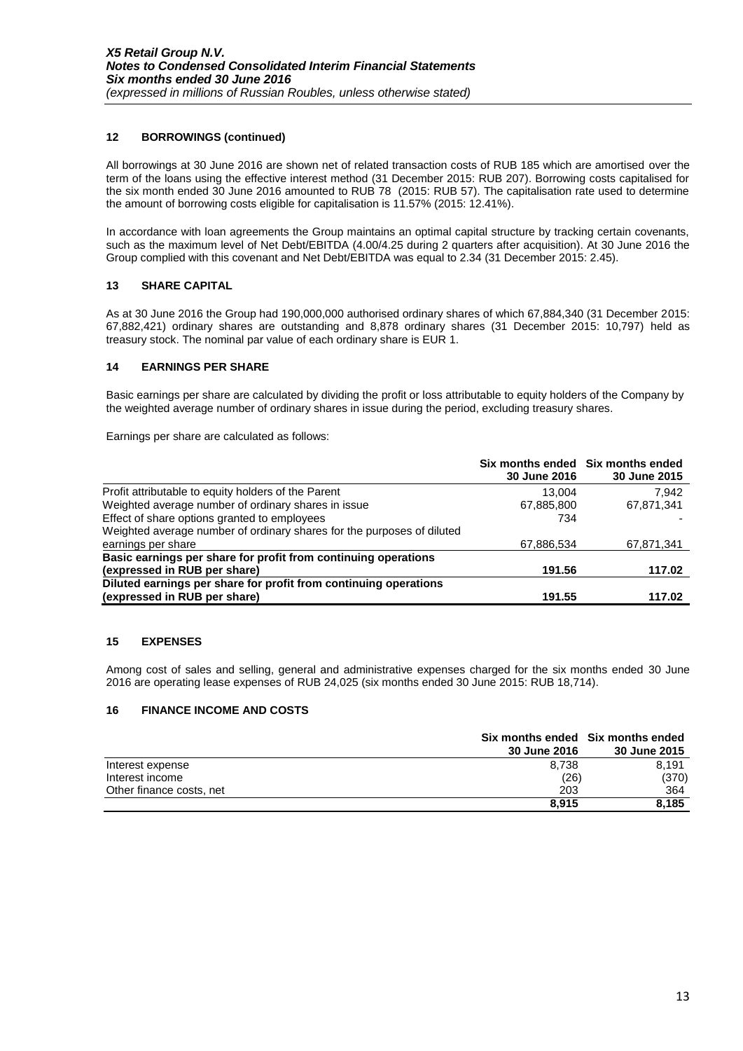## 12 BORROWINGS (continued)

All borrowings at 30 June 2016 are shown net of related transaction costs of RUB 185 which are amortised over the term of the loans using the effective interest method (31 December 2015: RUB 207). Borrowing costs capitalised for the six month ended 30 June 2016 amounted to RUB 78 (2015: RUB 57). The capitalisation rate used to determine the amount of borrowing costs eligible for capitalisation is 11.57% (2015: 12.41%).

In accordance with loan agreements the Group maintains an optimal capital structure by tracking certain covenants, such as the maximum level of Net Debt/EBITDA (4.00/4.25 during 2 quarters after acquisition). At 30 June 2016 the Group complied with this covenant and Net Debt/EBITDA was equal to 2.34 (31 December 2015: 2.45).

## 13 SHARE CAPITAL

As at 30 June 2016 the Group had 190,000,000 authorised ordinary shares of which 67,884,340 (31 December 2015: 67,882,421) ordinary shares are outstanding and 8,878 ordinary shares (31 December 2015: 10,797) held as treasury stock. The nominal par value of each ordinary share is EUR 1.

## 14 EARNINGS PER SHARE

Basic earnings per share are calculated by dividing the profit or loss attributable to equity holders of the Company by the weighted average number of ordinary shares in issue during the period, excluding treasury shares.

Earnings per share are calculated as follows:

| | Six months ended 30 June 2016 | Six months ended 30 June 2015 |
|---|---|---|
| Profit attributable to equity holders of the Parent | 13,004 | 7,942 |
| Weighted average number of ordinary shares in issue | 67,885,800 | 67,871,341 |
| Effect of share options granted to employees | 734 | - |
| Weighted average number of ordinary shares for the purposes of diluted earnings per share | 67,886,534 | 67,871,341 |
| **Basic earnings per share for profit from continuing operations (expressed in RUB per share)** | **191.56** | **117.02** |
| **Diluted earnings per share for profit from continuing operations (expressed in RUB per share)** | **191.55** | **117.02** |

## 15 EXPENSES

Among cost of sales and selling, general and administrative expenses charged for the six months ended 30 June 2016 are operating lease expenses of RUB 24,025 (six months ended 30 June 2015: RUB 18,714).

## 16 FINANCE INCOME AND COSTS

| | Six months ended 30 June 2016 | Six months ended 30 June 2015 |
|---|---|---|
| Interest expense | 8,738 | 8,191 |
| Interest income | (26) | (370) |
| Other finance costs, net | 203 | 364 |
| | **8,915** | **8,185** |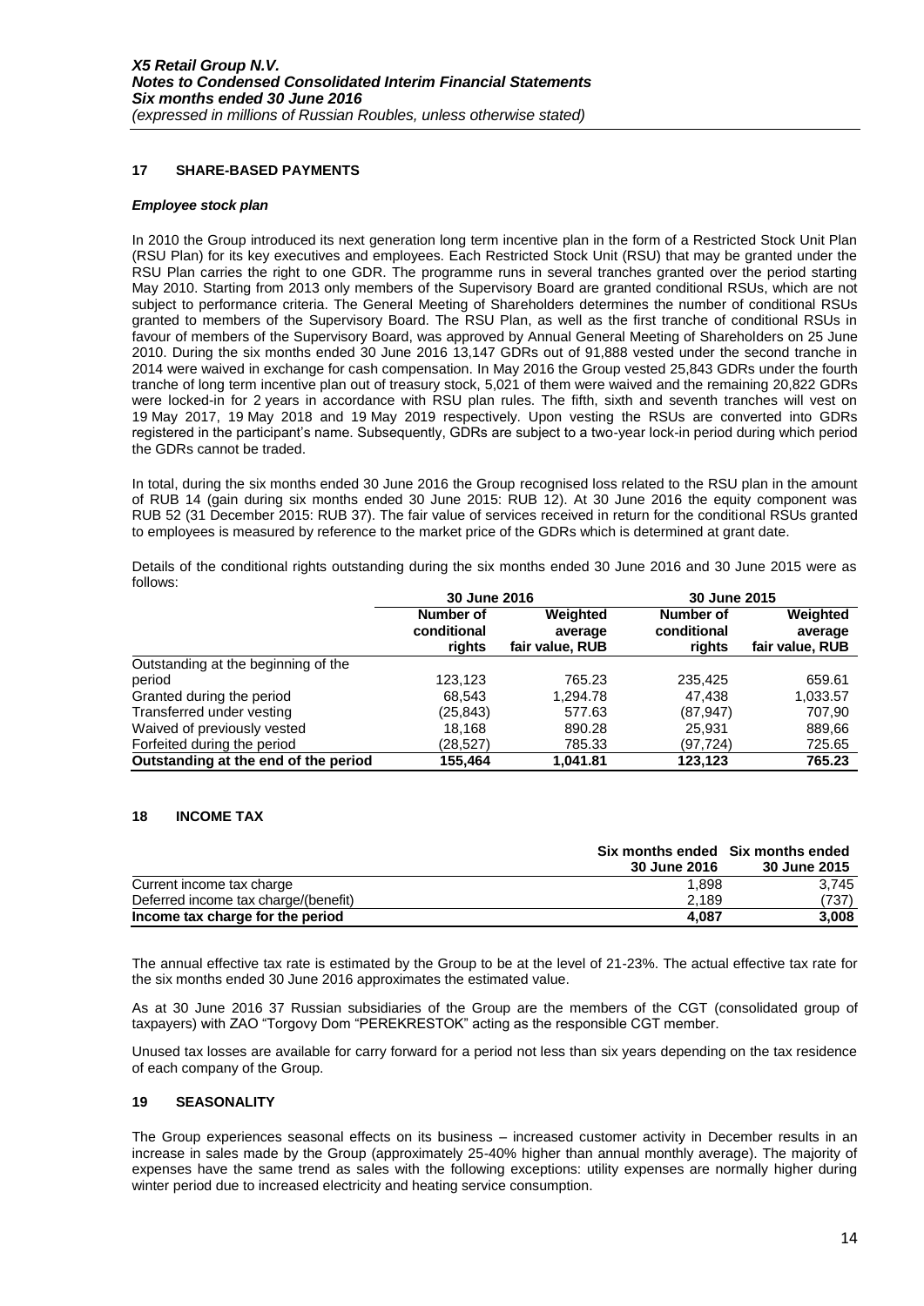## 17 SHARE-BASED PAYMENTS

### *Employee stock plan*

In 2010 the Group introduced its next generation long term incentive plan in the form of a Restricted Stock Unit Plan (RSU Plan) for its key executives and employees. Each Restricted Stock Unit (RSU) that may be granted under the RSU Plan carries the right to one GDR. The programme runs in several tranches granted over the period starting May 2010. Starting from 2013 only members of the Supervisory Board are granted conditional RSUs, which are not subject to performance criteria. The General Meeting of Shareholders determines the number of conditional RSUs granted to members of the Supervisory Board. The RSU Plan, as well as the first tranche of conditional RSUs in favour of members of the Supervisory Board, was approved by Annual General Meeting of Shareholders on 25 June 2010. During the six months ended 30 June 2016 13,147 GDRs out of 91,888 vested under the second tranche in 2014 were waived in exchange for cash compensation. In May 2016 the Group vested 25,843 GDRs under the fourth tranche of long term incentive plan out of treasury stock, 5,021 of them were waived and the remaining 20,822 GDRs were locked-in for 2 years in accordance with RSU plan rules. The fifth, sixth and seventh tranches will vest on 19 May 2017, 19 May 2018 and 19 May 2019 respectively. Upon vesting the RSUs are converted into GDRs registered in the participant's name. Subsequently, GDRs are subject to a two-year lock-in period during which period the GDRs cannot be traded.

In total, during the six months ended 30 June 2016 the Group recognised loss related to the RSU plan in the amount of RUB 14 (gain during six months ended 30 June 2015: RUB 12). At 30 June 2016 the equity component was RUB 52 (31 December 2015: RUB 37). The fair value of services received in return for the conditional RSUs granted to employees is measured by reference to the market price of the GDRs which is determined at grant date.

Details of the conditional rights outstanding during the six months ended 30 June 2016 and 30 June 2015 were as follows:

| | 30 June 2016 | | 30 June 2015 | |
|---|---|---|---|---|
| | Number of conditional rights | Weighted average fair value, RUB | Number of conditional rights | Weighted average fair value, RUB |
| Outstanding at the beginning of the period | 123,123 | 765.23 | 235,425 | 659.61 |
| Granted during the period | 68,543 | 1,294.78 | 47,438 | 1,033.57 |
| Transferred under vesting | (25,843) | 577.63 | (87,947) | 707,90 |
| Waived of previously vested | 18,168 | 890.28 | 25,931 | 889,66 |
| Forfeited during the period | (28,527) | 785.33 | (97,724) | 725.65 |
| **Outstanding at the end of the period** | **155,464** | **1,041.81** | **123,123** | **765.23** |

## 18 INCOME TAX

| | Six months ended 30 June 2016 | Six months ended 30 June 2015 |
|---|---|---|
| Current income tax charge | 1,898 | 3,745 |
| Deferred income tax charge/(benefit) | 2,189 | (737) |
| **Income tax charge for the period** | **4,087** | **3,008** |

The annual effective tax rate is estimated by the Group to be at the level of 21-23%. The actual effective tax rate for the six months ended 30 June 2016 approximates the estimated value.

As at 30 June 2016 37 Russian subsidiaries of the Group are the members of the CGT (consolidated group of taxpayers) with ZAO "Torgovy Dom "PEREKRESTOK" acting as the responsible CGT member.

Unused tax losses are available for carry forward for a period not less than six years depending on the tax residence of each company of the Group.

## 19 SEASONALITY

The Group experiences seasonal effects on its business – increased customer activity in December results in an increase in sales made by the Group (approximately 25-40% higher than annual monthly average). The majority of expenses have the same trend as sales with the following exceptions: utility expenses are normally higher during winter period due to increased electricity and heating service consumption.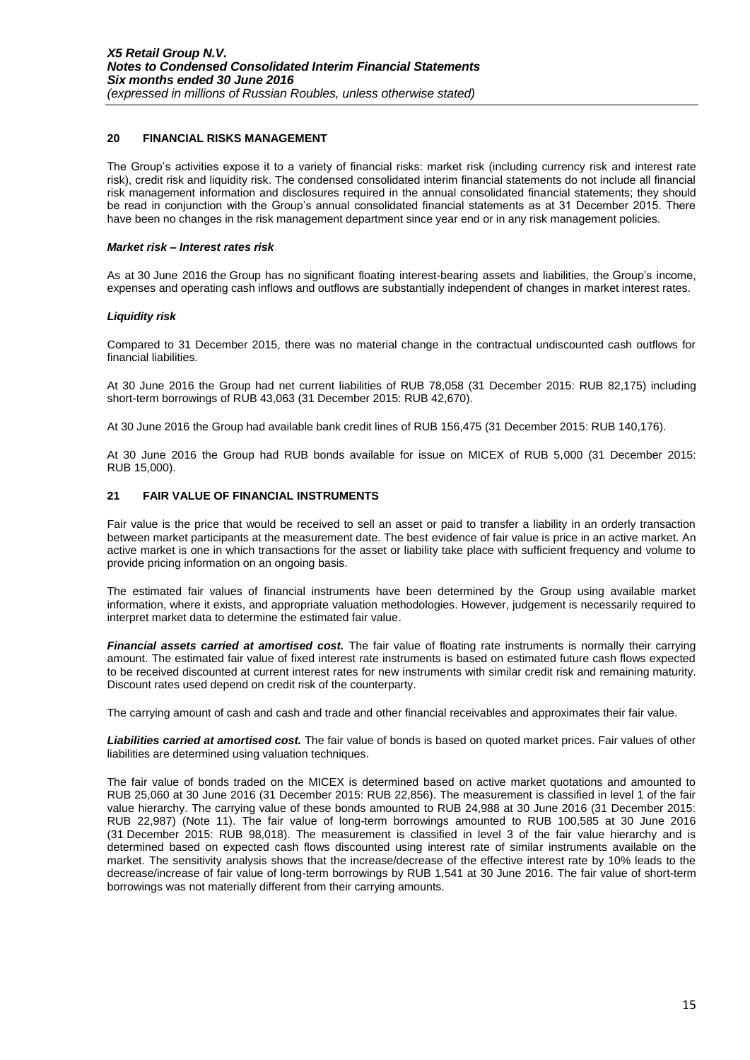## 20 FINANCIAL RISKS MANAGEMENT

The Group's activities expose it to a variety of financial risks: market risk (including currency risk and interest rate risk), credit risk and liquidity risk. The condensed consolidated interim financial statements do not include all financial risk management information and disclosures required in the annual consolidated financial statements; they should be read in conjunction with the Group's annual consolidated financial statements as at 31 December 2015. There have been no changes in the risk management department since year end or in any risk management policies.

***Market risk – Interest rates risk***

As at 30 June 2016 the Group has no significant floating interest-bearing assets and liabilities, the Group's income, expenses and operating cash inflows and outflows are substantially independent of changes in market interest rates.

***Liquidity risk***

Compared to 31 December 2015, there was no material change in the contractual undiscounted cash outflows for financial liabilities.

At 30 June 2016 the Group had net current liabilities of RUB 78,058 (31 December 2015: RUB 82,175) including short-term borrowings of RUB 43,063 (31 December 2015: RUB 42,670).

At 30 June 2016 the Group had available bank credit lines of RUB 156,475 (31 December 2015: RUB 140,176).

At 30 June 2016 the Group had RUB bonds available for issue on MICEX of RUB 5,000 (31 December 2015: RUB 15,000).

## 21 FAIR VALUE OF FINANCIAL INSTRUMENTS

Fair value is the price that would be received to sell an asset or paid to transfer a liability in an orderly transaction between market participants at the measurement date. The best evidence of fair value is price in an active market. An active market is one in which transactions for the asset or liability take place with sufficient frequency and volume to provide pricing information on an ongoing basis.

The estimated fair values of financial instruments have been determined by the Group using available market information, where it exists, and appropriate valuation methodologies. However, judgement is necessarily required to interpret market data to determine the estimated fair value.

***Financial assets carried at amortised cost.*** The fair value of floating rate instruments is normally their carrying amount. The estimated fair value of fixed interest rate instruments is based on estimated future cash flows expected to be received discounted at current interest rates for new instruments with similar credit risk and remaining maturity. Discount rates used depend on credit risk of the counterparty.

The carrying amount of cash and cash and trade and other financial receivables and approximates their fair value.

***Liabilities carried at amortised cost.*** The fair value of bonds is based on quoted market prices. Fair values of other liabilities are determined using valuation techniques.

The fair value of bonds traded on the MICEX is determined based on active market quotations and amounted to RUB 25,060 at 30 June 2016 (31 December 2015: RUB 22,856). The measurement is classified in level 1 of the fair value hierarchy. The carrying value of these bonds amounted to RUB 24,988 at 30 June 2016 (31 December 2015: RUB 22,987) (Note 11). The fair value of long-term borrowings amounted to RUB 100,585 at 30 June 2016 (31 December 2015: RUB 98,018). The measurement is classified in level 3 of the fair value hierarchy and is determined based on expected cash flows discounted using interest rate of similar instruments available on the market. The sensitivity analysis shows that the increase/decrease of the effective interest rate by 10% leads to the decrease/increase of fair value of long-term borrowings by RUB 1,541 at 30 June 2016. The fair value of short-term borrowings was not materially different from their carrying amounts.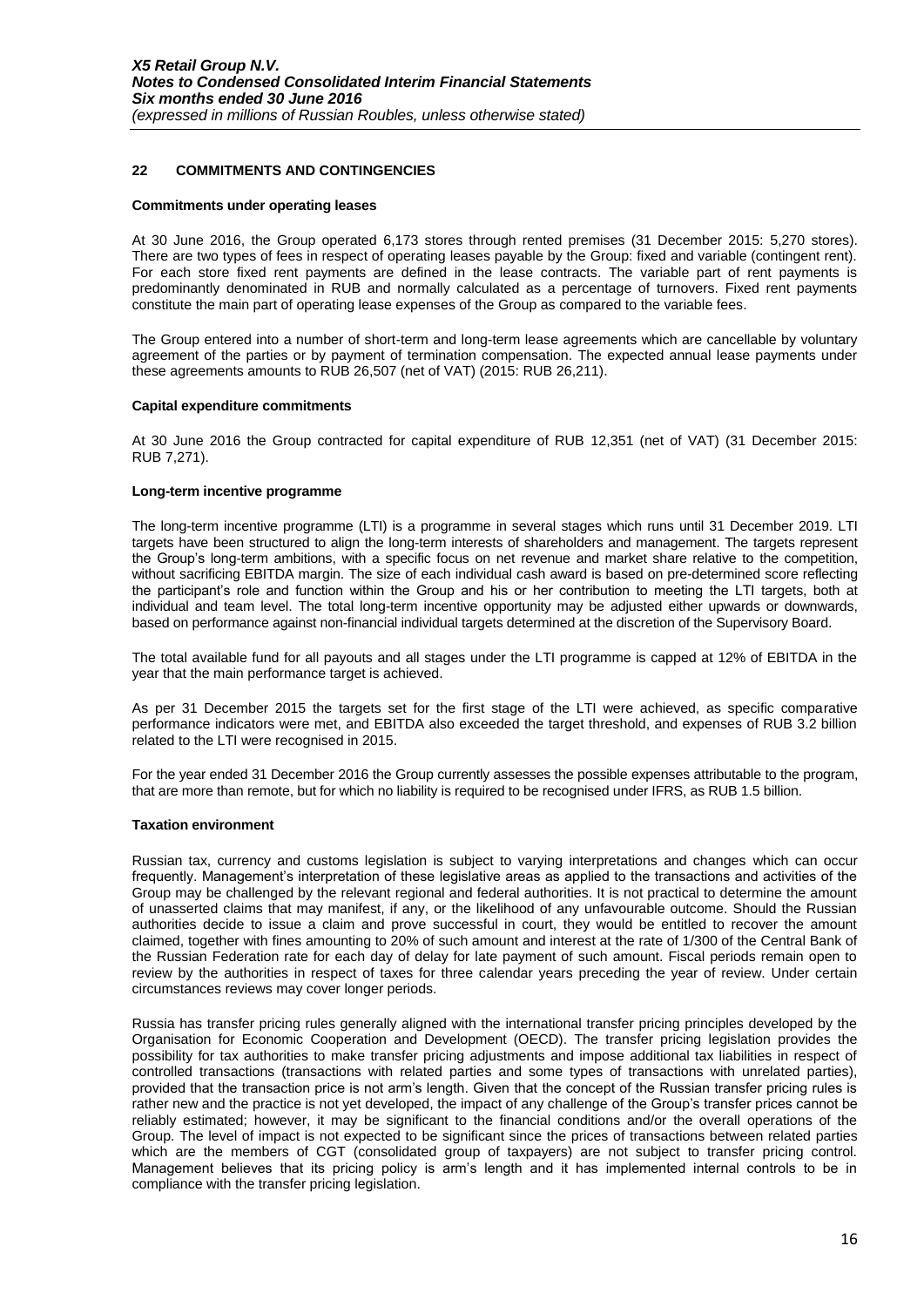## 22 COMMITMENTS AND CONTINGENCIES

### Commitments under operating leases

At 30 June 2016, the Group operated 6,173 stores through rented premises (31 December 2015: 5,270 stores). There are two types of fees in respect of operating leases payable by the Group: fixed and variable (contingent rent). For each store fixed rent payments are defined in the lease contracts. The variable part of rent payments is predominantly denominated in RUB and normally calculated as a percentage of turnovers. Fixed rent payments constitute the main part of operating lease expenses of the Group as compared to the variable fees.

The Group entered into a number of short-term and long-term lease agreements which are cancellable by voluntary agreement of the parties or by payment of termination compensation. The expected annual lease payments under these agreements amounts to RUB 26,507 (net of VAT) (2015: RUB 26,211).

### Capital expenditure commitments

At 30 June 2016 the Group contracted for capital expenditure of RUB 12,351 (net of VAT) (31 December 2015: RUB 7,271).

### Long-term incentive programme

The long-term incentive programme (LTI) is a programme in several stages which runs until 31 December 2019. LTI targets have been structured to align the long-term interests of shareholders and management. The targets represent the Group's long-term ambitions, with a specific focus on net revenue and market share relative to the competition, without sacrificing EBITDA margin. The size of each individual cash award is based on pre-determined score reflecting the participant's role and function within the Group and his or her contribution to meeting the LTI targets, both at individual and team level. The total long-term incentive opportunity may be adjusted either upwards or downwards, based on performance against non-financial individual targets determined at the discretion of the Supervisory Board.

The total available fund for all payouts and all stages under the LTI programme is capped at 12% of EBITDA in the year that the main performance target is achieved.

As per 31 December 2015 the targets set for the first stage of the LTI were achieved, as specific comparative performance indicators were met, and EBITDA also exceeded the target threshold, and expenses of RUB 3.2 billion related to the LTI were recognised in 2015.

For the year ended 31 December 2016 the Group currently assesses the possible expenses attributable to the program, that are more than remote, but for which no liability is required to be recognised under IFRS, as RUB 1.5 billion.

### Taxation environment

Russian tax, currency and customs legislation is subject to varying interpretations and changes which can occur frequently. Management's interpretation of these legislative areas as applied to the transactions and activities of the Group may be challenged by the relevant regional and federal authorities. It is not practical to determine the amount of unasserted claims that may manifest, if any, or the likelihood of any unfavourable outcome. Should the Russian authorities decide to issue a claim and prove successful in court, they would be entitled to recover the amount claimed, together with fines amounting to 20% of such amount and interest at the rate of 1/300 of the Central Bank of the Russian Federation rate for each day of delay for late payment of such amount. Fiscal periods remain open to review by the authorities in respect of taxes for three calendar years preceding the year of review. Under certain circumstances reviews may cover longer periods.

Russia has transfer pricing rules generally aligned with the international transfer pricing principles developed by the Organisation for Economic Cooperation and Development (OECD). The transfer pricing legislation provides the possibility for tax authorities to make transfer pricing adjustments and impose additional tax liabilities in respect of controlled transactions (transactions with related parties and some types of transactions with unrelated parties), provided that the transaction price is not arm's length. Given that the concept of the Russian transfer pricing rules is rather new and the practice is not yet developed, the impact of any challenge of the Group's transfer prices cannot be reliably estimated; however, it may be significant to the financial conditions and/or the overall operations of the Group. The level of impact is not expected to be significant since the prices of transactions between related parties which are the members of CGT (consolidated group of taxpayers) are not subject to transfer pricing control. Management believes that its pricing policy is arm's length and it has implemented internal controls to be in compliance with the transfer pricing legislation.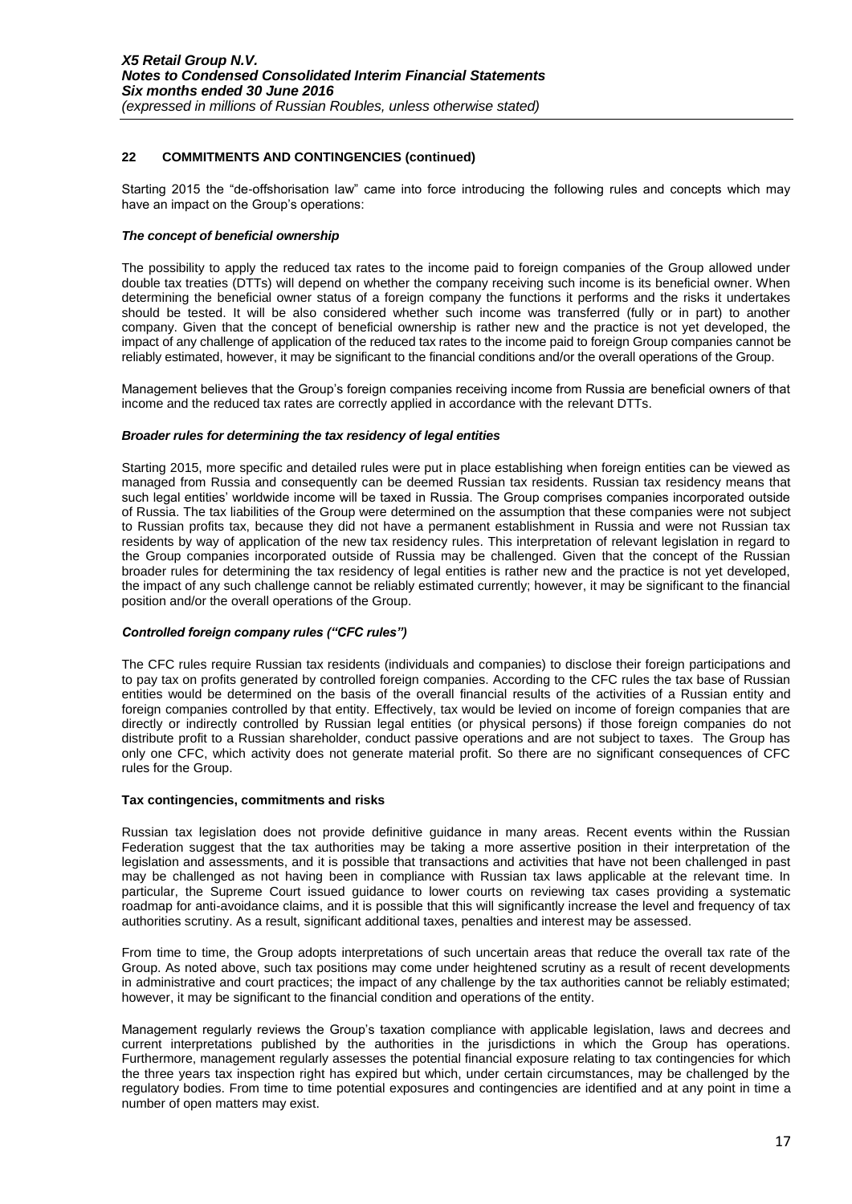## 22 COMMITMENTS AND CONTINGENCIES (continued)

Starting 2015 the "de-offshorisation law" came into force introducing the following rules and concepts which may have an impact on the Group's operations:

***The concept of beneficial ownership***

The possibility to apply the reduced tax rates to the income paid to foreign companies of the Group allowed under double tax treaties (DTTs) will depend on whether the company receiving such income is its beneficial owner. When determining the beneficial owner status of a foreign company the functions it performs and the risks it undertakes should be tested. It will be also considered whether such income was transferred (fully or in part) to another company. Given that the concept of beneficial ownership is rather new and the practice is not yet developed, the impact of any challenge of application of the reduced tax rates to the income paid to foreign Group companies cannot be reliably estimated, however, it may be significant to the financial conditions and/or the overall operations of the Group.

Management believes that the Group's foreign companies receiving income from Russia are beneficial owners of that income and the reduced tax rates are correctly applied in accordance with the relevant DTTs.

***Broader rules for determining the tax residency of legal entities***

Starting 2015, more specific and detailed rules were put in place establishing when foreign entities can be viewed as managed from Russia and consequently can be deemed Russian tax residents. Russian tax residency means that such legal entities' worldwide income will be taxed in Russia. The Group comprises companies incorporated outside of Russia. The tax liabilities of the Group were determined on the assumption that these companies were not subject to Russian profits tax, because they did not have a permanent establishment in Russia and were not Russian tax residents by way of application of the new tax residency rules. This interpretation of relevant legislation in regard to the Group companies incorporated outside of Russia may be challenged. Given that the concept of the Russian broader rules for determining the tax residency of legal entities is rather new and the practice is not yet developed, the impact of any such challenge cannot be reliably estimated currently; however, it may be significant to the financial position and/or the overall operations of the Group.

***Controlled foreign company rules ("CFC rules")***

The CFC rules require Russian tax residents (individuals and companies) to disclose their foreign participations and to pay tax on profits generated by controlled foreign companies. According to the CFC rules the tax base of Russian entities would be determined on the basis of the overall financial results of the activities of a Russian entity and foreign companies controlled by that entity. Effectively, tax would be levied on income of foreign companies that are directly or indirectly controlled by Russian legal entities (or physical persons) if those foreign companies do not distribute profit to a Russian shareholder, conduct passive operations and are not subject to taxes. The Group has only one CFC, which activity does not generate material profit. So there are no significant consequences of CFC rules for the Group.

**Tax contingencies, commitments and risks**

Russian tax legislation does not provide definitive guidance in many areas. Recent events within the Russian Federation suggest that the tax authorities may be taking a more assertive position in their interpretation of the legislation and assessments, and it is possible that transactions and activities that have not been challenged in past may be challenged as not having been in compliance with Russian tax laws applicable at the relevant time. In particular, the Supreme Court issued guidance to lower courts on reviewing tax cases providing a systematic roadmap for anti-avoidance claims, and it is possible that this will significantly increase the level and frequency of tax authorities scrutiny. As a result, significant additional taxes, penalties and interest may be assessed.

From time to time, the Group adopts interpretations of such uncertain areas that reduce the overall tax rate of the Group. As noted above, such tax positions may come under heightened scrutiny as a result of recent developments in administrative and court practices; the impact of any challenge by the tax authorities cannot be reliably estimated; however, it may be significant to the financial condition and operations of the entity.

Management regularly reviews the Group's taxation compliance with applicable legislation, laws and decrees and current interpretations published by the authorities in the jurisdictions in which the Group has operations. Furthermore, management regularly assesses the potential financial exposure relating to tax contingencies for which the three years tax inspection right has expired but which, under certain circumstances, may be challenged by the regulatory bodies. From time to time potential exposures and contingencies are identified and at any point in time a number of open matters may exist.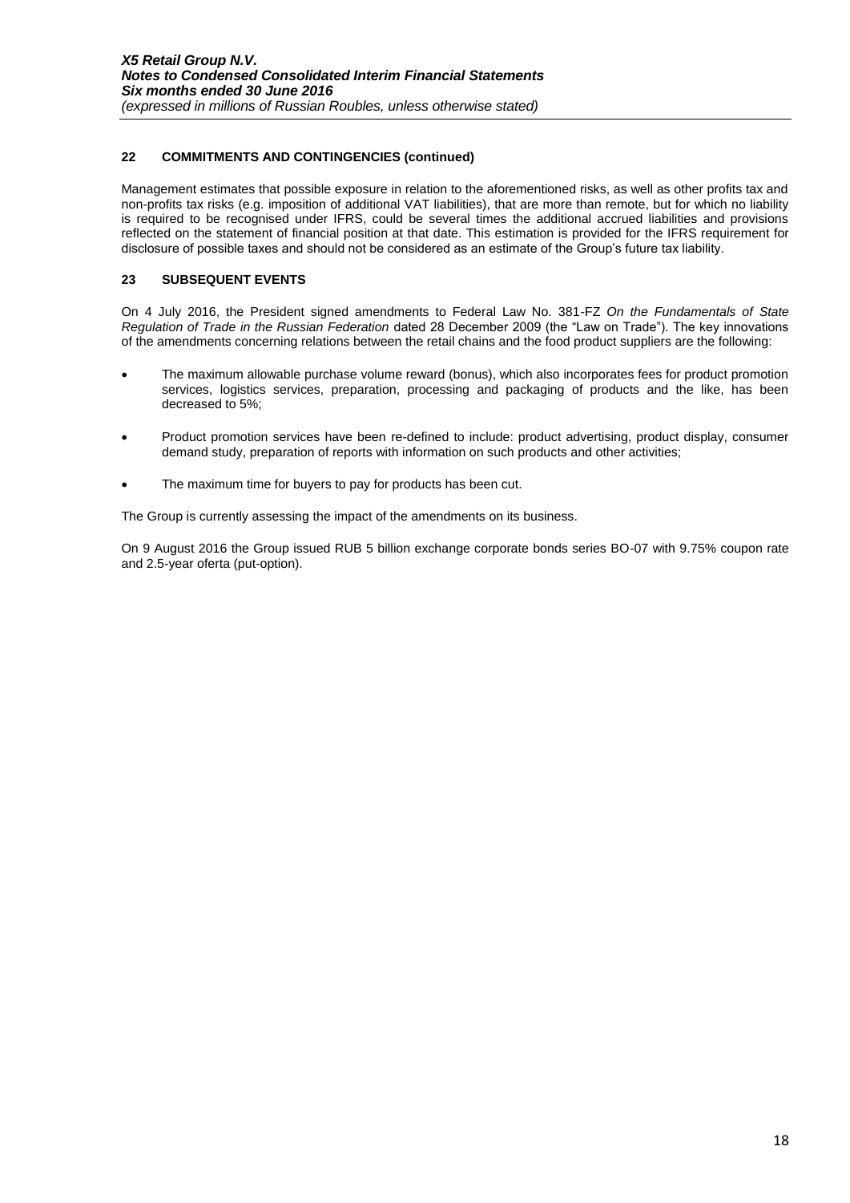## 22 COMMITMENTS AND CONTINGENCIES (continued)

Management estimates that possible exposure in relation to the aforementioned risks, as well as other profits tax and non-profits tax risks (e.g. imposition of additional VAT liabilities), that are more than remote, but for which no liability is required to be recognised under IFRS, could be several times the additional accrued liabilities and provisions reflected on the statement of financial position at that date. This estimation is provided for the IFRS requirement for disclosure of possible taxes and should not be considered as an estimate of the Group's future tax liability.

## 23 SUBSEQUENT EVENTS

On 4 July 2016, the President signed amendments to Federal Law No. 381-FZ *On the Fundamentals of State Regulation of Trade in the Russian Federation* dated 28 December 2009 (the "Law on Trade"). The key innovations of the amendments concerning relations between the retail chains and the food product suppliers are the following:

- The maximum allowable purchase volume reward (bonus), which also incorporates fees for product promotion services, logistics services, preparation, processing and packaging of products and the like, has been decreased to 5%;
- Product promotion services have been re-defined to include: product advertising, product display, consumer demand study, preparation of reports with information on such products and other activities;
- The maximum time for buyers to pay for products has been cut.

The Group is currently assessing the impact of the amendments on its business.

On 9 August 2016 the Group issued RUB 5 billion exchange corporate bonds series BO-07 with 9.75% coupon rate and 2.5-year oferta (put-option).